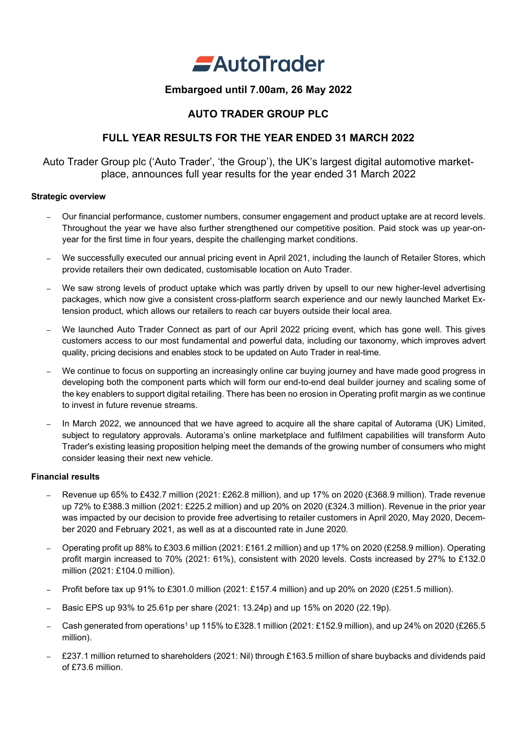# AutoTrader

**Embargoed until 7.00am, 26 May 2022**

## AUTO TRADER GROUP PLC

## FULL YEAR RESULTS FOR THE YEAR ENDED 31 MARCH 2022

Auto Trader Group plc ('Auto Trader', 'the Group'), the UK's largest digital automotive marketplace, announces full year results for the year ended 31 March 2022

**Strategic overview**

- Our financial performance, customer numbers, consumer engagement and product uptake are at record levels. Throughout the year we have also further strengthened our competitive position. Paid stock was up year-on-year for the first time in four years, despite the challenging market conditions.
- We successfully executed our annual pricing event in April 2021, including the launch of Retailer Stores, which provide retailers their own dedicated, customisable location on Auto Trader.
- We saw strong levels of product uptake which was partly driven by upsell to our new higher-level advertising packages, which now give a consistent cross-platform search experience and our newly launched Market Extension product, which allows our retailers to reach car buyers outside their local area.
- We launched Auto Trader Connect as part of our April 2022 pricing event, which has gone well. This gives customers access to our most fundamental and powerful data, including our taxonomy, which improves advert quality, pricing decisions and enables stock to be updated on Auto Trader in real-time.
- We continue to focus on supporting an increasingly online car buying journey and have made good progress in developing both the component parts which will form our end-to-end deal builder journey and scaling some of the key enablers to support digital retailing. There has been no erosion in Operating profit margin as we continue to invest in future revenue streams.
- In March 2022, we announced that we have agreed to acquire all the share capital of Autorama (UK) Limited, subject to regulatory approvals. Autorama's online marketplace and fulfilment capabilities will transform Auto Trader's existing leasing proposition helping meet the demands of the growing number of consumers who might consider leasing their next new vehicle.

**Financial results**

- Revenue up 65% to £432.7 million (2021: £262.8 million), and up 17% on 2020 (£368.9 million). Trade revenue up 72% to £388.3 million (2021: £225.2 million) and up 20% on 2020 (£324.3 million). Revenue in the prior year was impacted by our decision to provide free advertising to retailer customers in April 2020, May 2020, December 2020 and February 2021, as well as at a discounted rate in June 2020.
- Operating profit up 88% to £303.6 million (2021: £161.2 million) and up 17% on 2020 (£258.9 million). Operating profit margin increased to 70% (2021: 61%), consistent with 2020 levels. Costs increased by 27% to £132.0 million (2021: £104.0 million).
- Profit before tax up 91% to £301.0 million (2021: £157.4 million) and up 20% on 2020 (£251.5 million).
- Basic EPS up 93% to 25.61p per share (2021: 13.24p) and up 15% on 2020 (22.19p).
- Cash generated from operations[1] up 115% to £328.1 million (2021: £152.9 million), and up 24% on 2020 (£265.5 million).
- £237.1 million returned to shareholders (2021: Nil) through £163.5 million of share buybacks and dividends paid of £73.6 million.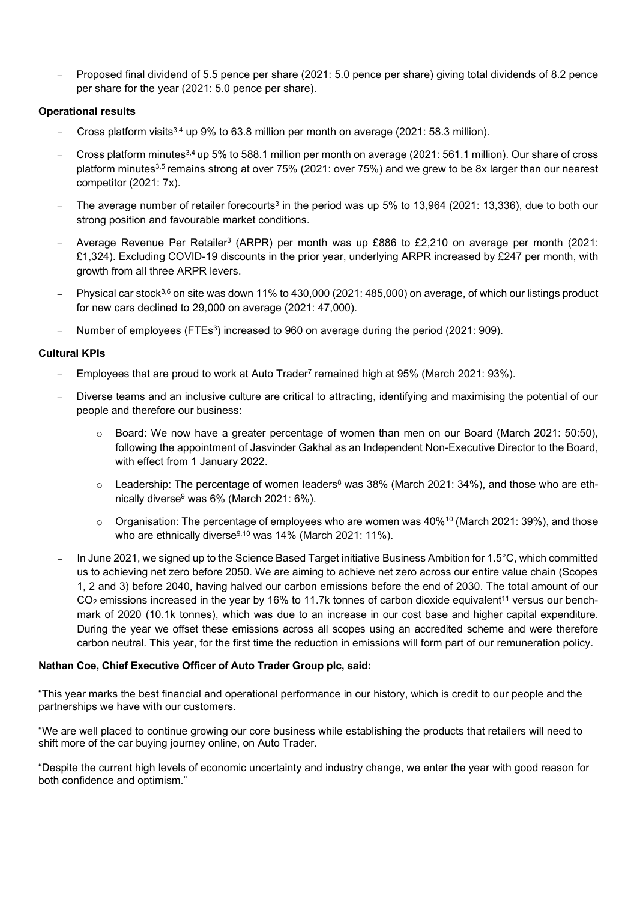- Proposed final dividend of 5.5 pence per share (2021: 5.0 pence per share) giving total dividends of 8.2 pence per share for the year (2021: 5.0 pence per share).

**Operational results**

- Cross platform visits[3,4] up 9% to 63.8 million per month on average (2021: 58.3 million).
- Cross platform minutes[3,4] up 5% to 588.1 million per month on average (2021: 561.1 million). Our share of cross platform minutes[3,5] remains strong at over 75% (2021: over 75%) and we grew to be 8x larger than our nearest competitor (2021: 7x).
- The average number of retailer forecourts[3] in the period was up 5% to 13,964 (2021: 13,336), due to both our strong position and favourable market conditions.
- Average Revenue Per Retailer[3] (ARPR) per month was up £886 to £2,210 on average per month (2021: £1,324). Excluding COVID-19 discounts in the prior year, underlying ARPR increased by £247 per month, with growth from all three ARPR levers.
- Physical car stock[3,6] on site was down 11% to 430,000 (2021: 485,000) on average, of which our listings product for new cars declined to 29,000 on average (2021: 47,000).
- Number of employees (FTEs[3]) increased to 960 on average during the period (2021: 909).

**Cultural KPIs**

- Employees that are proud to work at Auto Trader[7] remained high at 95% (March 2021: 93%).
- Diverse teams and an inclusive culture are critical to attracting, identifying and maximising the potential of our people and therefore our business:
  - Board: We now have a greater percentage of women than men on our Board (March 2021: 50:50), following the appointment of Jasvinder Gakhal as an Independent Non-Executive Director to the Board, with effect from 1 January 2022.
  - Leadership: The percentage of women leaders[8] was 38% (March 2021: 34%), and those who are ethnically diverse[9] was 6% (March 2021: 6%).
  - Organisation: The percentage of employees who are women was 40%[10] (March 2021: 39%), and those who are ethnically diverse[9,10] was 14% (March 2021: 11%).
- In June 2021, we signed up to the Science Based Target initiative Business Ambition for 1.5°C, which committed us to achieving net zero before 2050. We are aiming to achieve net zero across our entire value chain (Scopes 1, 2 and 3) before 2040, having halved our carbon emissions before the end of 2030. The total amount of our $CO_2$ emissions increased in the year by 16% to 11.7k tonnes of carbon dioxide equivalent[11] versus our benchmark of 2020 (10.1k tonnes), which was due to an increase in our cost base and higher capital expenditure. During the year we offset these emissions across all scopes using an accredited scheme and were therefore carbon neutral. This year, for the first time the reduction in emissions will form part of our remuneration policy.

**Nathan Coe, Chief Executive Officer of Auto Trader Group plc, said:**

"This year marks the best financial and operational performance in our history, which is credit to our people and the partnerships we have with our customers.

"We are well placed to continue growing our core business while establishing the products that retailers will need to shift more of the car buying journey online, on Auto Trader.

"Despite the current high levels of economic uncertainty and industry change, we enter the year with good reason for both confidence and optimism."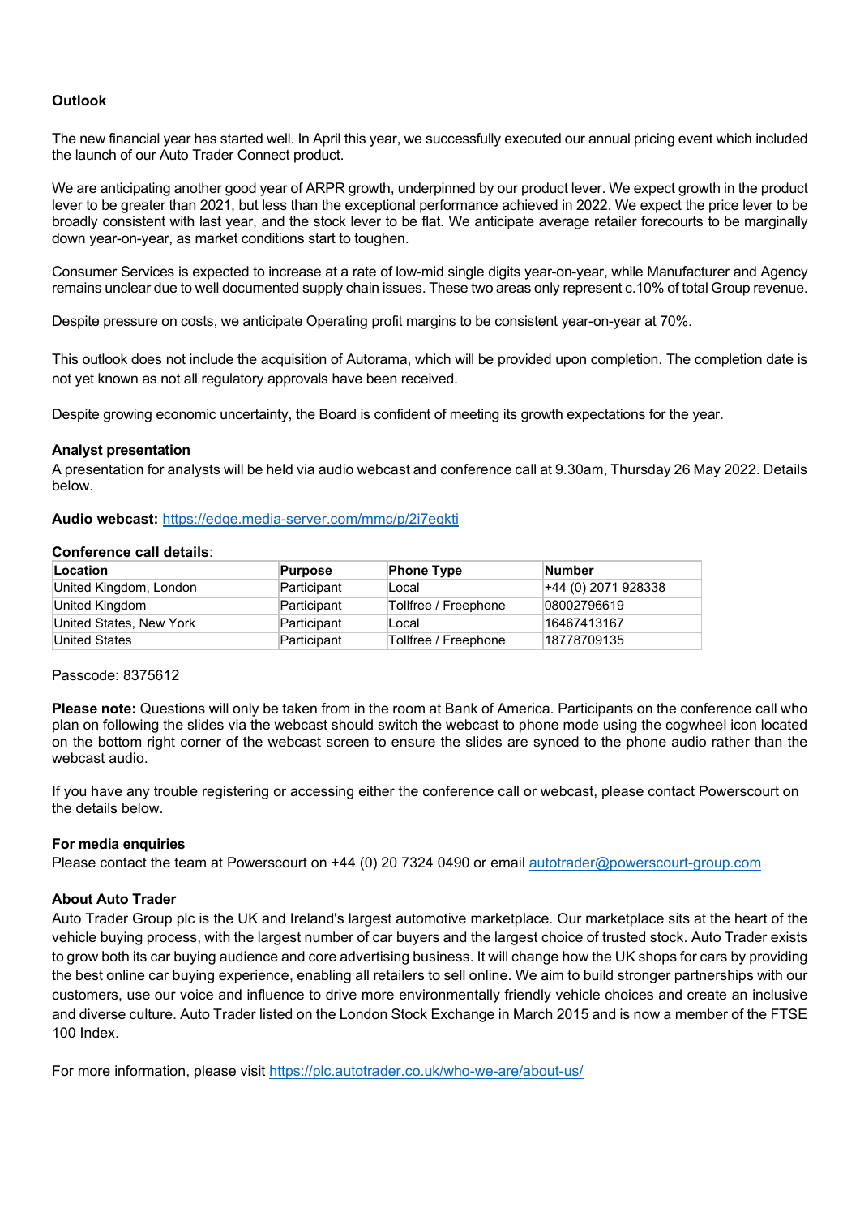**Outlook**

The new financial year has started well. In April this year, we successfully executed our annual pricing event which included the launch of our Auto Trader Connect product.

We are anticipating another good year of ARPR growth, underpinned by our product lever. We expect growth in the product lever to be greater than 2021, but less than the exceptional performance achieved in 2022. We expect the price lever to be broadly consistent with last year, and the stock lever to be flat. We anticipate average retailer forecourts to be marginally down year-on-year, as market conditions start to toughen.

Consumer Services is expected to increase at a rate of low-mid single digits year-on-year, while Manufacturer and Agency remains unclear due to well documented supply chain issues. These two areas only represent c.10% of total Group revenue.

Despite pressure on costs, we anticipate Operating profit margins to be consistent year-on-year at 70%.

This outlook does not include the acquisition of Autorama, which will be provided upon completion. The completion date is not yet known as not all regulatory approvals have been received.

Despite growing economic uncertainty, the Board is confident of meeting its growth expectations for the year.

**Analyst presentation**

A presentation for analysts will be held via audio webcast and conference call at 9.30am, Thursday 26 May 2022. Details below.

**Audio webcast:** https://edge.media-server.com/mmc/p/2i7eqkti

**Conference call details**:

| Location | Purpose | Phone Type | Number |
|---|---|---|---|
| United Kingdom, London | Participant | Local | +44 (0) 2071 928338 |
| United Kingdom | Participant | Tollfree / Freephone | 08002796619 |
| United States, New York | Participant | Local | 16467413167 |
| United States | Participant | Tollfree / Freephone | 18778709135 |

Passcode: 8375612

**Please note:** Questions will only be taken from in the room at Bank of America. Participants on the conference call who plan on following the slides via the webcast should switch the webcast to phone mode using the cogwheel icon located on the bottom right corner of the webcast screen to ensure the slides are synced to the phone audio rather than the webcast audio.

If you have any trouble registering or accessing either the conference call or webcast, please contact Powerscourt on the details below.

**For media enquiries**

Please contact the team at Powerscourt on +44 (0) 20 7324 0490 or email autotrader@powerscourt-group.com

**About Auto Trader**

Auto Trader Group plc is the UK and Ireland's largest automotive marketplace. Our marketplace sits at the heart of the vehicle buying process, with the largest number of car buyers and the largest choice of trusted stock. Auto Trader exists to grow both its car buying audience and core advertising business. It will change how the UK shops for cars by providing the best online car buying experience, enabling all retailers to sell online. We aim to build stronger partnerships with our customers, use our voice and influence to drive more environmentally friendly vehicle choices and create an inclusive and diverse culture. Auto Trader listed on the London Stock Exchange in March 2015 and is now a member of the FTSE 100 Index.

For more information, please visit https://plc.autotrader.co.uk/who-we-are/about-us/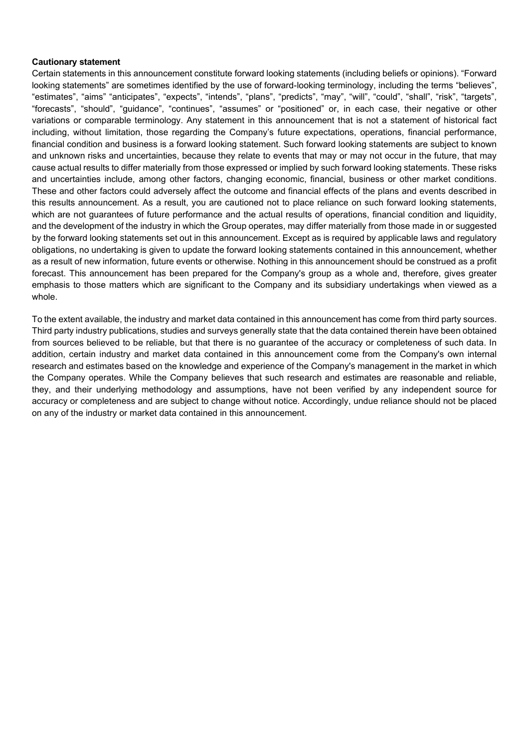**Cautionary statement**

Certain statements in this announcement constitute forward looking statements (including beliefs or opinions). "Forward looking statements" are sometimes identified by the use of forward-looking terminology, including the terms "believes", "estimates", "aims" "anticipates", "expects", "intends", "plans", "predicts", "may", "will", "could", "shall", "risk", "targets", "forecasts", "should", "guidance", "continues", "assumes" or "positioned" or, in each case, their negative or other variations or comparable terminology. Any statement in this announcement that is not a statement of historical fact including, without limitation, those regarding the Company's future expectations, operations, financial performance, financial condition and business is a forward looking statement. Such forward looking statements are subject to known and unknown risks and uncertainties, because they relate to events that may or may not occur in the future, that may cause actual results to differ materially from those expressed or implied by such forward looking statements. These risks and uncertainties include, among other factors, changing economic, financial, business or other market conditions. These and other factors could adversely affect the outcome and financial effects of the plans and events described in this results announcement. As a result, you are cautioned not to place reliance on such forward looking statements, which are not guarantees of future performance and the actual results of operations, financial condition and liquidity, and the development of the industry in which the Group operates, may differ materially from those made in or suggested by the forward looking statements set out in this announcement. Except as is required by applicable laws and regulatory obligations, no undertaking is given to update the forward looking statements contained in this announcement, whether as a result of new information, future events or otherwise. Nothing in this announcement should be construed as a profit forecast. This announcement has been prepared for the Company's group as a whole and, therefore, gives greater emphasis to those matters which are significant to the Company and its subsidiary undertakings when viewed as a whole.

To the extent available, the industry and market data contained in this announcement has come from third party sources. Third party industry publications, studies and surveys generally state that the data contained therein have been obtained from sources believed to be reliable, but that there is no guarantee of the accuracy or completeness of such data. In addition, certain industry and market data contained in this announcement come from the Company's own internal research and estimates based on the knowledge and experience of the Company's management in the market in which the Company operates. While the Company believes that such research and estimates are reasonable and reliable, they, and their underlying methodology and assumptions, have not been verified by any independent source for accuracy or completeness and are subject to change without notice. Accordingly, undue reliance should not be placed on any of the industry or market data contained in this announcement.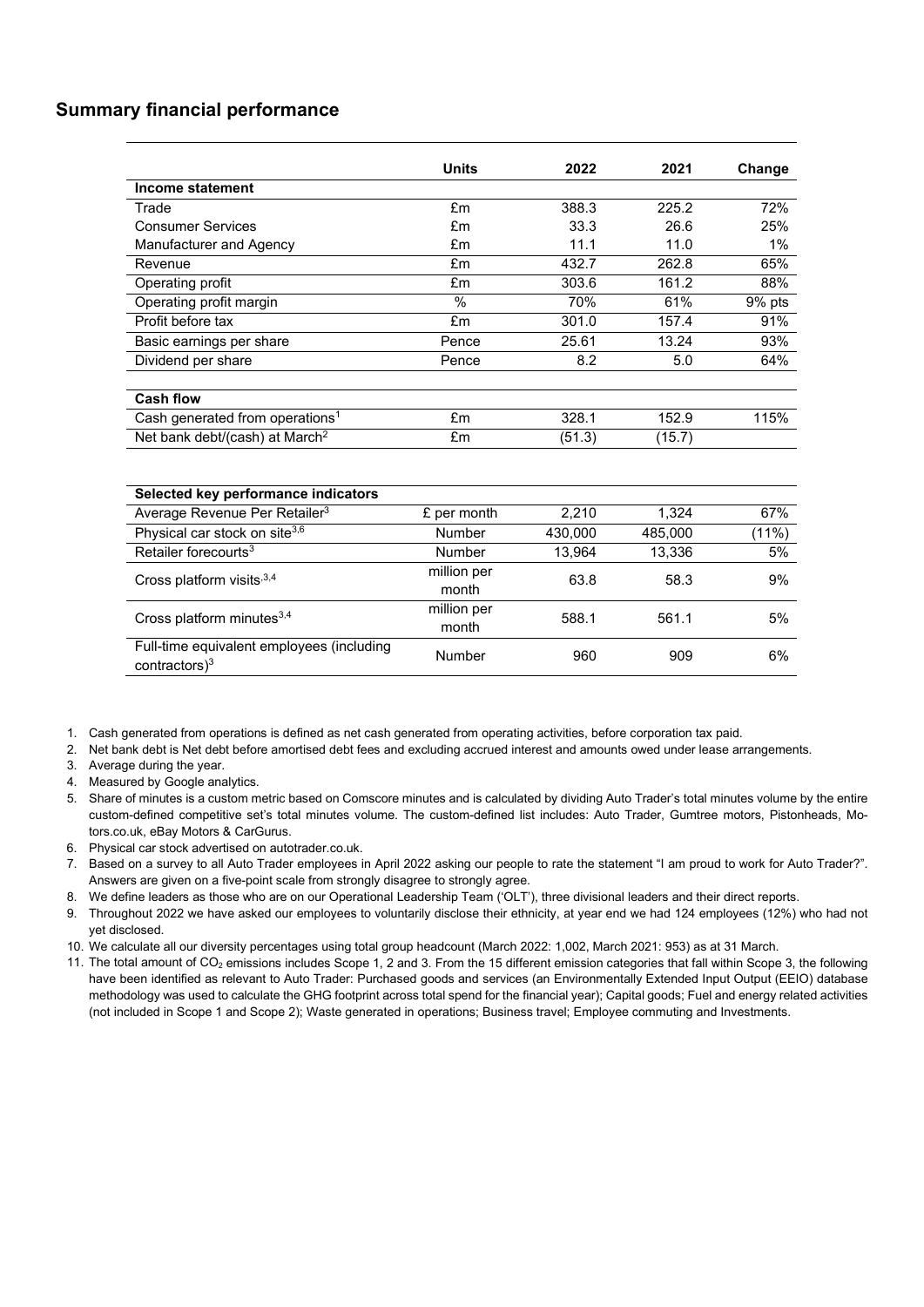## Summary financial performance

| | Units | 2022 | 2021 | Change |
|---|---|---|---|---|
| **Income statement** | | | | |
| Trade | £m | 388.3 | 225.2 | 72% |
| Consumer Services | £m | 33.3 | 26.6 | 25% |
| Manufacturer and Agency | £m | 11.1 | 11.0 | 1% |
| Revenue | £m | 432.7 | 262.8 | 65% |
| Operating profit | £m | 303.6 | 161.2 | 88% |
| Operating profit margin | % | 70% | 61% | 9% pts |
| Profit before tax | £m | 301.0 | 157.4 | 91% |
| Basic earnings per share | Pence | 25.61 | 13.24 | 93% |
| Dividend per share | Pence | 8.2 | 5.0 | 64% |
| **Cash flow** | | | | |
| Cash generated from operations[1] | £m | 328.1 | 152.9 | 115% |
| Net bank debt/(cash) at March[2] | £m | (51.3) | (15.7) | |

| Selected key performance indicators | | | | |
|---|---|---|---|---|
| Average Revenue Per Retailer[3] | £ per month | 2,210 | 1,324 | 67% |
| Physical car stock on site[3,6] | Number | 430,000 | 485,000 | (11%) |
| Retailer forecourts[3] | Number | 13,964 | 13,336 | 5% |
| Cross platform visits[3,4] | million per month | 63.8 | 58.3 | 9% |
| Cross platform minutes[3,4] | million per month | 588.1 | 561.1 | 5% |
| Full-time equivalent employees (including contractors)[3] | Number | 960 | 909 | 6% |

1. Cash generated from operations is defined as net cash generated from operating activities, before corporation tax paid.
2. Net bank debt is Net debt before amortised debt fees and excluding accrued interest and amounts owed under lease arrangements.
3. Average during the year.
4. Measured by Google analytics.
5. Share of minutes is a custom metric based on Comscore minutes and is calculated by dividing Auto Trader's total minutes volume by the entire custom-defined competitive set's total minutes volume. The custom-defined list includes: Auto Trader, Gumtree motors, Pistonheads, Motors.co.uk, eBay Motors & CarGurus.
6. Physical car stock advertised on autotrader.co.uk.
7. Based on a survey to all Auto Trader employees in April 2022 asking our people to rate the statement "I am proud to work for Auto Trader?". Answers are given on a five-point scale from strongly disagree to strongly agree.
8. We define leaders as those who are on our Operational Leadership Team ('OLT'), three divisional leaders and their direct reports.
9. Throughout 2022 we have asked our employees to voluntarily disclose their ethnicity, at year end we had 124 employees (12%) who had not yet disclosed.
10. We calculate all our diversity percentages using total group headcount (March 2022: 1,002, March 2021: 953) as at 31 March.
11. The total amount of $CO_2$ emissions includes Scope 1, 2 and 3. From the 15 different emission categories that fall within Scope 3, the following have been identified as relevant to Auto Trader: Purchased goods and services (an Environmentally Extended Input Output (EEIO) database methodology was used to calculate the GHG footprint across total spend for the financial year); Capital goods; Fuel and energy related activities (not included in Scope 1 and Scope 2); Waste generated in operations; Business travel; Employee commuting and Investments.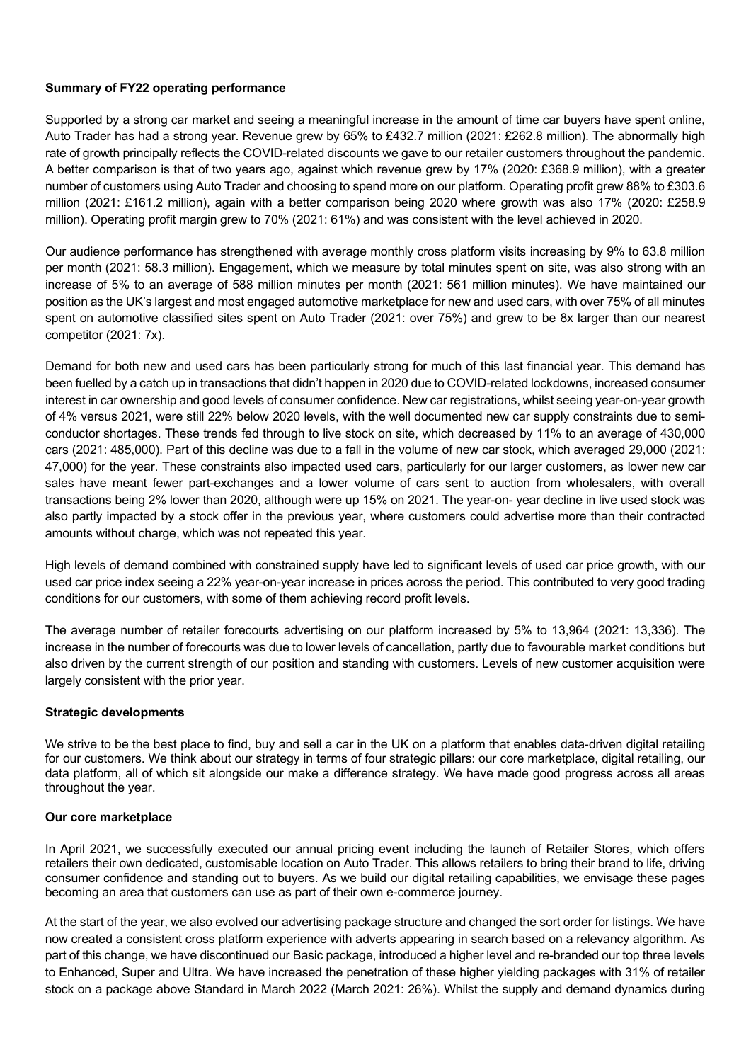**Summary of FY22 operating performance**

Supported by a strong car market and seeing a meaningful increase in the amount of time car buyers have spent online, Auto Trader has had a strong year. Revenue grew by 65% to £432.7 million (2021: £262.8 million). The abnormally high rate of growth principally reflects the COVID-related discounts we gave to our retailer customers throughout the pandemic. A better comparison is that of two years ago, against which revenue grew by 17% (2020: £368.9 million), with a greater number of customers using Auto Trader and choosing to spend more on our platform. Operating profit grew 88% to £303.6 million (2021: £161.2 million), again with a better comparison being 2020 where growth was also 17% (2020: £258.9 million). Operating profit margin grew to 70% (2021: 61%) and was consistent with the level achieved in 2020.

Our audience performance has strengthened with average monthly cross platform visits increasing by 9% to 63.8 million per month (2021: 58.3 million). Engagement, which we measure by total minutes spent on site, was also strong with an increase of 5% to an average of 588 million minutes per month (2021: 561 million minutes). We have maintained our position as the UK's largest and most engaged automotive marketplace for new and used cars, with over 75% of all minutes spent on automotive classified sites spent on Auto Trader (2021: over 75%) and grew to be 8x larger than our nearest competitor (2021: 7x).

Demand for both new and used cars has been particularly strong for much of this last financial year. This demand has been fuelled by a catch up in transactions that didn't happen in 2020 due to COVID-related lockdowns, increased consumer interest in car ownership and good levels of consumer confidence. New car registrations, whilst seeing year-on-year growth of 4% versus 2021, were still 22% below 2020 levels, with the well documented new car supply constraints due to semi-conductor shortages. These trends fed through to live stock on site, which decreased by 11% to an average of 430,000 cars (2021: 485,000). Part of this decline was due to a fall in the volume of new car stock, which averaged 29,000 (2021: 47,000) for the year. These constraints also impacted used cars, particularly for our larger customers, as lower new car sales have meant fewer part-exchanges and a lower volume of cars sent to auction from wholesalers, with overall transactions being 2% lower than 2020, although were up 15% on 2021. The year-on- year decline in live used stock was also partly impacted by a stock offer in the previous year, where customers could advertise more than their contracted amounts without charge, which was not repeated this year.

High levels of demand combined with constrained supply have led to significant levels of used car price growth, with our used car price index seeing a 22% year-on-year increase in prices across the period. This contributed to very good trading conditions for our customers, with some of them achieving record profit levels.

The average number of retailer forecourts advertising on our platform increased by 5% to 13,964 (2021: 13,336). The increase in the number of forecourts was due to lower levels of cancellation, partly due to favourable market conditions but also driven by the current strength of our position and standing with customers. Levels of new customer acquisition were largely consistent with the prior year.

**Strategic developments**

We strive to be the best place to find, buy and sell a car in the UK on a platform that enables data-driven digital retailing for our customers. We think about our strategy in terms of four strategic pillars: our core marketplace, digital retailing, our data platform, all of which sit alongside our make a difference strategy. We have made good progress across all areas throughout the year.

**Our core marketplace**

In April 2021, we successfully executed our annual pricing event including the launch of Retailer Stores, which offers retailers their own dedicated, customisable location on Auto Trader. This allows retailers to bring their brand to life, driving consumer confidence and standing out to buyers. As we build our digital retailing capabilities, we envisage these pages becoming an area that customers can use as part of their own e-commerce journey.

At the start of the year, we also evolved our advertising package structure and changed the sort order for listings. We have now created a consistent cross platform experience with adverts appearing in search based on a relevancy algorithm. As part of this change, we have discontinued our Basic package, introduced a higher level and re-branded our top three levels to Enhanced, Super and Ultra. We have increased the penetration of these higher yielding packages with 31% of retailer stock on a package above Standard in March 2022 (March 2021: 26%). Whilst the supply and demand dynamics during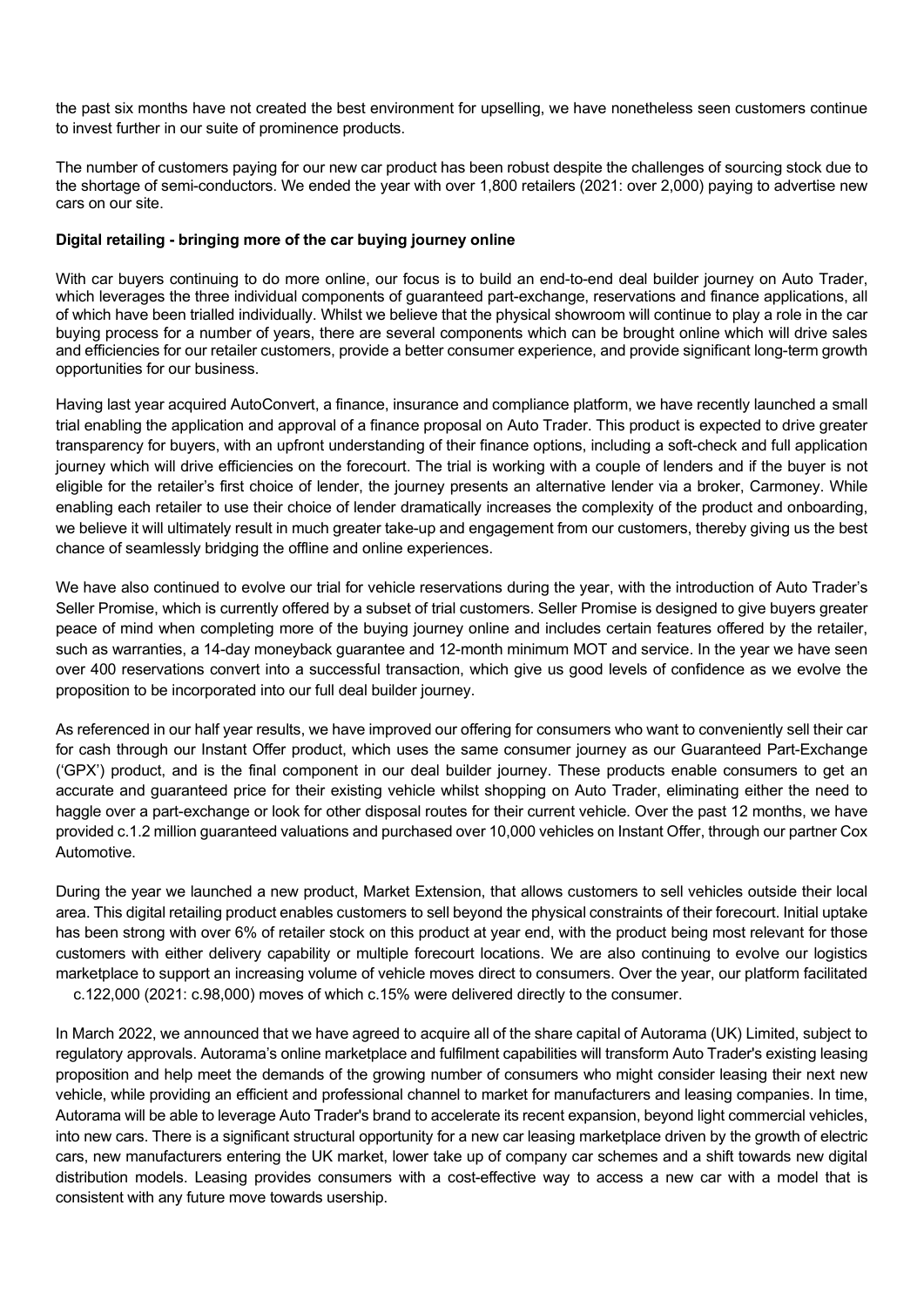the past six months have not created the best environment for upselling, we have nonetheless seen customers continue to invest further in our suite of prominence products.

The number of customers paying for our new car product has been robust despite the challenges of sourcing stock due to the shortage of semi-conductors. We ended the year with over 1,800 retailers (2021: over 2,000) paying to advertise new cars on our site.

**Digital retailing - bringing more of the car buying journey online**

With car buyers continuing to do more online, our focus is to build an end-to-end deal builder journey on Auto Trader, which leverages the three individual components of guaranteed part-exchange, reservations and finance applications, all of which have been trialled individually. Whilst we believe that the physical showroom will continue to play a role in the car buying process for a number of years, there are several components which can be brought online which will drive sales and efficiencies for our retailer customers, provide a better consumer experience, and provide significant long-term growth opportunities for our business.

Having last year acquired AutoConvert, a finance, insurance and compliance platform, we have recently launched a small trial enabling the application and approval of a finance proposal on Auto Trader. This product is expected to drive greater transparency for buyers, with an upfront understanding of their finance options, including a soft-check and full application journey which will drive efficiencies on the forecourt. The trial is working with a couple of lenders and if the buyer is not eligible for the retailer's first choice of lender, the journey presents an alternative lender via a broker, Carmoney. While enabling each retailer to use their choice of lender dramatically increases the complexity of the product and onboarding, we believe it will ultimately result in much greater take-up and engagement from our customers, thereby giving us the best chance of seamlessly bridging the offline and online experiences.

We have also continued to evolve our trial for vehicle reservations during the year, with the introduction of Auto Trader's Seller Promise, which is currently offered by a subset of trial customers. Seller Promise is designed to give buyers greater peace of mind when completing more of the buying journey online and includes certain features offered by the retailer, such as warranties, a 14-day moneyback guarantee and 12-month minimum MOT and service. In the year we have seen over 400 reservations convert into a successful transaction, which give us good levels of confidence as we evolve the proposition to be incorporated into our full deal builder journey.

As referenced in our half year results, we have improved our offering for consumers who want to conveniently sell their car for cash through our Instant Offer product, which uses the same consumer journey as our Guaranteed Part-Exchange ('GPX') product, and is the final component in our deal builder journey. These products enable consumers to get an accurate and guaranteed price for their existing vehicle whilst shopping on Auto Trader, eliminating either the need to haggle over a part-exchange or look for other disposal routes for their current vehicle. Over the past 12 months, we have provided c.1.2 million guaranteed valuations and purchased over 10,000 vehicles on Instant Offer, through our partner Cox Automotive.

During the year we launched a new product, Market Extension, that allows customers to sell vehicles outside their local area. This digital retailing product enables customers to sell beyond the physical constraints of their forecourt. Initial uptake has been strong with over 6% of retailer stock on this product at year end, with the product being most relevant for those customers with either delivery capability or multiple forecourt locations. We are also continuing to evolve our logistics marketplace to support an increasing volume of vehicle moves direct to consumers. Over the year, our platform facilitated c.122,000 (2021: c.98,000) moves of which c.15% were delivered directly to the consumer.

In March 2022, we announced that we have agreed to acquire all of the share capital of Autorama (UK) Limited, subject to regulatory approvals. Autorama's online marketplace and fulfilment capabilities will transform Auto Trader's existing leasing proposition and help meet the demands of the growing number of consumers who might consider leasing their next new vehicle, while providing an efficient and professional channel to market for manufacturers and leasing companies. In time, Autorama will be able to leverage Auto Trader's brand to accelerate its recent expansion, beyond light commercial vehicles, into new cars. There is a significant structural opportunity for a new car leasing marketplace driven by the growth of electric cars, new manufacturers entering the UK market, lower take up of company car schemes and a shift towards new digital distribution models. Leasing provides consumers with a cost-effective way to access a new car with a model that is consistent with any future move towards usership.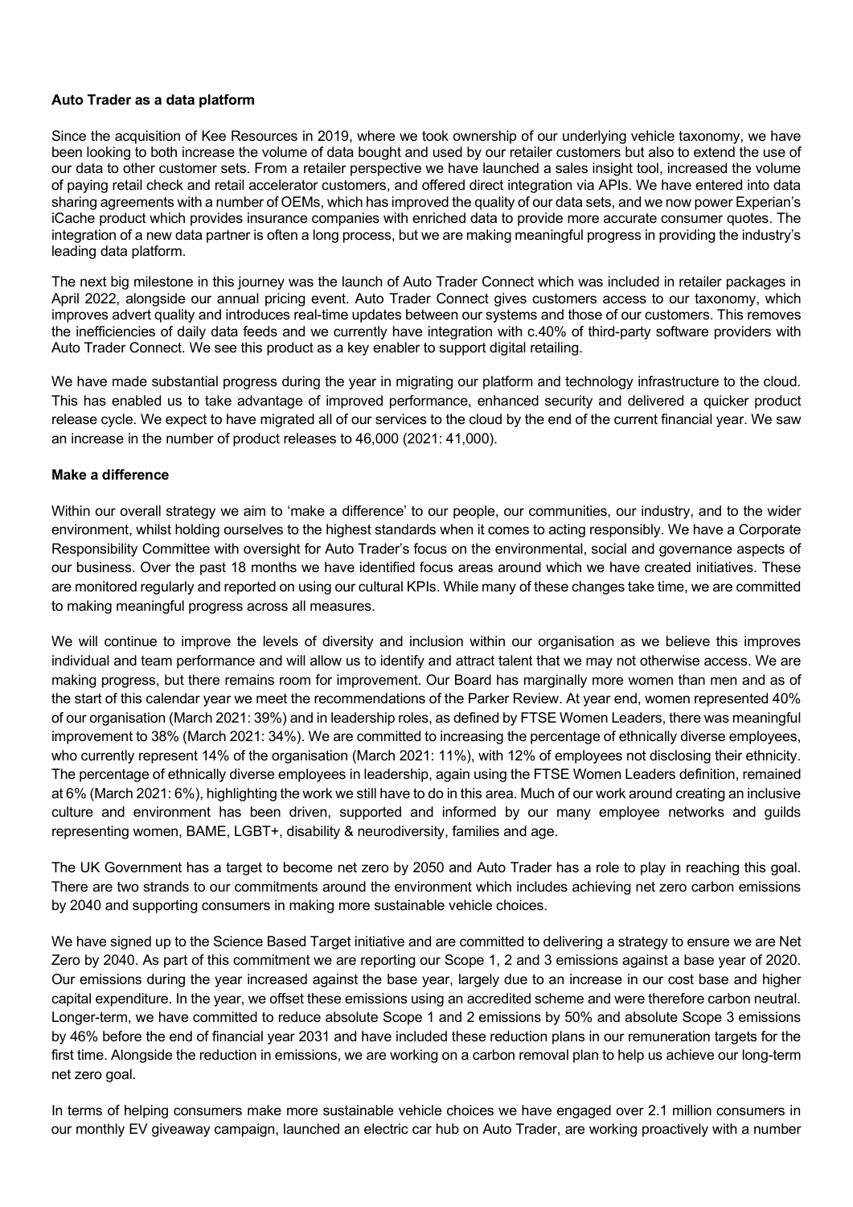**Auto Trader as a data platform**

Since the acquisition of Kee Resources in 2019, where we took ownership of our underlying vehicle taxonomy, we have been looking to both increase the volume of data bought and used by our retailer customers but also to extend the use of our data to other customer sets. From a retailer perspective we have launched a sales insight tool, increased the volume of paying retail check and retail accelerator customers, and offered direct integration via APIs. We have entered into data sharing agreements with a number of OEMs, which has improved the quality of our data sets, and we now power Experian's iCache product which provides insurance companies with enriched data to provide more accurate consumer quotes. The integration of a new data partner is often a long process, but we are making meaningful progress in providing the industry's leading data platform.

The next big milestone in this journey was the launch of Auto Trader Connect which was included in retailer packages in April 2022, alongside our annual pricing event. Auto Trader Connect gives customers access to our taxonomy, which improves advert quality and introduces real-time updates between our systems and those of our customers. This removes the inefficiencies of daily data feeds and we currently have integration with c.40% of third-party software providers with Auto Trader Connect. We see this product as a key enabler to support digital retailing.

We have made substantial progress during the year in migrating our platform and technology infrastructure to the cloud. This has enabled us to take advantage of improved performance, enhanced security and delivered a quicker product release cycle. We expect to have migrated all of our services to the cloud by the end of the current financial year. We saw an increase in the number of product releases to 46,000 (2021: 41,000).

**Make a difference**

Within our overall strategy we aim to 'make a difference' to our people, our communities, our industry, and to the wider environment, whilst holding ourselves to the highest standards when it comes to acting responsibly. We have a Corporate Responsibility Committee with oversight for Auto Trader's focus on the environmental, social and governance aspects of our business. Over the past 18 months we have identified focus areas around which we have created initiatives. These are monitored regularly and reported on using our cultural KPIs. While many of these changes take time, we are committed to making meaningful progress across all measures.

We will continue to improve the levels of diversity and inclusion within our organisation as we believe this improves individual and team performance and will allow us to identify and attract talent that we may not otherwise access. We are making progress, but there remains room for improvement. Our Board has marginally more women than men and as of the start of this calendar year we meet the recommendations of the Parker Review. At year end, women represented 40% of our organisation (March 2021: 39%) and in leadership roles, as defined by FTSE Women Leaders, there was meaningful improvement to 38% (March 2021: 34%). We are committed to increasing the percentage of ethnically diverse employees, who currently represent 14% of the organisation (March 2021: 11%), with 12% of employees not disclosing their ethnicity. The percentage of ethnically diverse employees in leadership, again using the FTSE Women Leaders definition, remained at 6% (March 2021: 6%), highlighting the work we still have to do in this area. Much of our work around creating an inclusive culture and environment has been driven, supported and informed by our many employee networks and guilds representing women, BAME, LGBT+, disability & neurodiversity, families and age.

The UK Government has a target to become net zero by 2050 and Auto Trader has a role to play in reaching this goal. There are two strands to our commitments around the environment which includes achieving net zero carbon emissions by 2040 and supporting consumers in making more sustainable vehicle choices.

We have signed up to the Science Based Target initiative and are committed to delivering a strategy to ensure we are Net Zero by 2040. As part of this commitment we are reporting our Scope 1, 2 and 3 emissions against a base year of 2020. Our emissions during the year increased against the base year, largely due to an increase in our cost base and higher capital expenditure. In the year, we offset these emissions using an accredited scheme and were therefore carbon neutral. Longer-term, we have committed to reduce absolute Scope 1 and 2 emissions by 50% and absolute Scope 3 emissions by 46% before the end of financial year 2031 and have included these reduction plans in our remuneration targets for the first time. Alongside the reduction in emissions, we are working on a carbon removal plan to help us achieve our long-term net zero goal.

In terms of helping consumers make more sustainable vehicle choices we have engaged over 2.1 million consumers in our monthly EV giveaway campaign, launched an electric car hub on Auto Trader, are working proactively with a number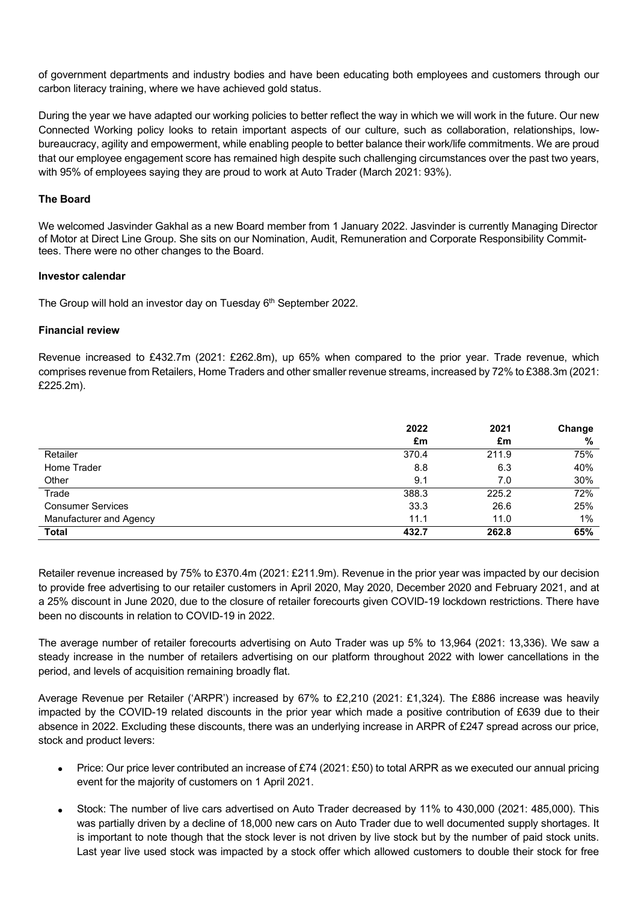of government departments and industry bodies and have been educating both employees and customers through our carbon literacy training, where we have achieved gold status.

During the year we have adapted our working policies to better reflect the way in which we will work in the future. Our new Connected Working policy looks to retain important aspects of our culture, such as collaboration, relationships, low-bureaucracy, agility and empowerment, while enabling people to better balance their work/life commitments. We are proud that our employee engagement score has remained high despite such challenging circumstances over the past two years, with 95% of employees saying they are proud to work at Auto Trader (March 2021: 93%).

### The Board

We welcomed Jasvinder Gakhal as a new Board member from 1 January 2022. Jasvinder is currently Managing Director of Motor at Direct Line Group. She sits on our Nomination, Audit, Remuneration and Corporate Responsibility Committees. There were no other changes to the Board.

### Investor calendar

The Group will hold an investor day on Tuesday 6th September 2022.

### Financial review

Revenue increased to £432.7m (2021: £262.8m), up 65% when compared to the prior year. Trade revenue, which comprises revenue from Retailers, Home Traders and other smaller revenue streams, increased by 72% to £388.3m (2021: £225.2m).

| | 2022 £m | 2021 £m | Change % |
|---|---|---|---|
| Retailer | 370.4 | 211.9 | 75% |
| Home Trader | 8.8 | 6.3 | 40% |
| Other | 9.1 | 7.0 | 30% |
| Trade | 388.3 | 225.2 | 72% |
| Consumer Services | 33.3 | 26.6 | 25% |
| Manufacturer and Agency | 11.1 | 11.0 | 1% |
| **Total** | **432.7** | **262.8** | **65%** |

Retailer revenue increased by 75% to £370.4m (2021: £211.9m). Revenue in the prior year was impacted by our decision to provide free advertising to our retailer customers in April 2020, May 2020, December 2020 and February 2021, and at a 25% discount in June 2020, due to the closure of retailer forecourts given COVID-19 lockdown restrictions. There have been no discounts in relation to COVID-19 in 2022.

The average number of retailer forecourts advertising on Auto Trader was up 5% to 13,964 (2021: 13,336). We saw a steady increase in the number of retailers advertising on our platform throughout 2022 with lower cancellations in the period, and levels of acquisition remaining broadly flat.

Average Revenue per Retailer ('ARPR') increased by 67% to £2,210 (2021: £1,324). The £886 increase was heavily impacted by the COVID-19 related discounts in the prior year which made a positive contribution of £639 due to their absence in 2022. Excluding these discounts, there was an underlying increase in ARPR of £247 spread across our price, stock and product levers:

- Price: Our price lever contributed an increase of £74 (2021: £50) to total ARPR as we executed our annual pricing event for the majority of customers on 1 April 2021.
- Stock: The number of live cars advertised on Auto Trader decreased by 11% to 430,000 (2021: 485,000). This was partially driven by a decline of 18,000 new cars on Auto Trader due to well documented supply shortages. It is important to note though that the stock lever is not driven by live stock but by the number of paid stock units. Last year live used stock was impacted by a stock offer which allowed customers to double their stock for free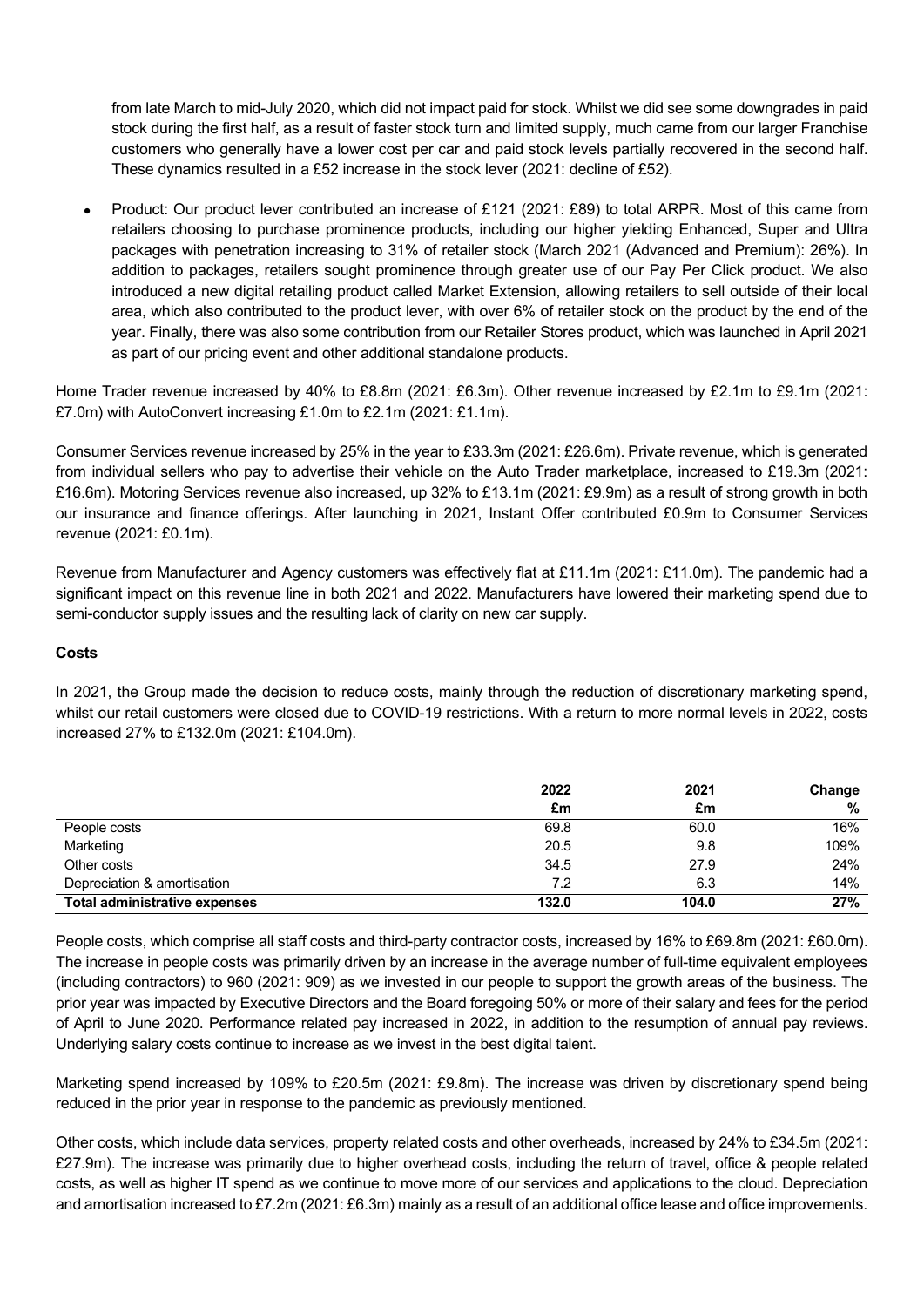from late March to mid-July 2020, which did not impact paid for stock. Whilst we did see some downgrades in paid stock during the first half, as a result of faster stock turn and limited supply, much came from our larger Franchise customers who generally have a lower cost per car and paid stock levels partially recovered in the second half. These dynamics resulted in a £52 increase in the stock lever (2021: decline of £52).

- Product: Our product lever contributed an increase of £121 (2021: £89) to total ARPR. Most of this came from retailers choosing to purchase prominence products, including our higher yielding Enhanced, Super and Ultra packages with penetration increasing to 31% of retailer stock (March 2021 (Advanced and Premium): 26%). In addition to packages, retailers sought prominence through greater use of our Pay Per Click product. We also introduced a new digital retailing product called Market Extension, allowing retailers to sell outside of their local area, which also contributed to the product lever, with over 6% of retailer stock on the product by the end of the year. Finally, there was also some contribution from our Retailer Stores product, which was launched in April 2021 as part of our pricing event and other additional standalone products.

Home Trader revenue increased by 40% to £8.8m (2021: £6.3m). Other revenue increased by £2.1m to £9.1m (2021: £7.0m) with AutoConvert increasing £1.0m to £2.1m (2021: £1.1m).

Consumer Services revenue increased by 25% in the year to £33.3m (2021: £26.6m). Private revenue, which is generated from individual sellers who pay to advertise their vehicle on the Auto Trader marketplace, increased to £19.3m (2021: £16.6m). Motoring Services revenue also increased, up 32% to £13.1m (2021: £9.9m) as a result of strong growth in both our insurance and finance offerings. After launching in 2021, Instant Offer contributed £0.9m to Consumer Services revenue (2021: £0.1m).

Revenue from Manufacturer and Agency customers was effectively flat at £11.1m (2021: £11.0m). The pandemic had a significant impact on this revenue line in both 2021 and 2022. Manufacturers have lowered their marketing spend due to semi-conductor supply issues and the resulting lack of clarity on new car supply.

### Costs

In 2021, the Group made the decision to reduce costs, mainly through the reduction of discretionary marketing spend, whilst our retail customers were closed due to COVID-19 restrictions. With a return to more normal levels in 2022, costs increased 27% to £132.0m (2021: £104.0m).

| | 2022 £m | 2021 £m | Change % |
|---|---|---|---|
| People costs | 69.8 | 60.0 | 16% |
| Marketing | 20.5 | 9.8 | 109% |
| Other costs | 34.5 | 27.9 | 24% |
| Depreciation & amortisation | 7.2 | 6.3 | 14% |
| **Total administrative expenses** | **132.0** | **104.0** | **27%** |

People costs, which comprise all staff costs and third-party contractor costs, increased by 16% to £69.8m (2021: £60.0m). The increase in people costs was primarily driven by an increase in the average number of full-time equivalent employees (including contractors) to 960 (2021: 909) as we invested in our people to support the growth areas of the business. The prior year was impacted by Executive Directors and the Board foregoing 50% or more of their salary and fees for the period of April to June 2020. Performance related pay increased in 2022, in addition to the resumption of annual pay reviews. Underlying salary costs continue to increase as we invest in the best digital talent.

Marketing spend increased by 109% to £20.5m (2021: £9.8m). The increase was driven by discretionary spend being reduced in the prior year in response to the pandemic as previously mentioned.

Other costs, which include data services, property related costs and other overheads, increased by 24% to £34.5m (2021: £27.9m). The increase was primarily due to higher overhead costs, including the return of travel, office & people related costs, as well as higher IT spend as we continue to move more of our services and applications to the cloud. Depreciation and amortisation increased to £7.2m (2021: £6.3m) mainly as a result of an additional office lease and office improvements.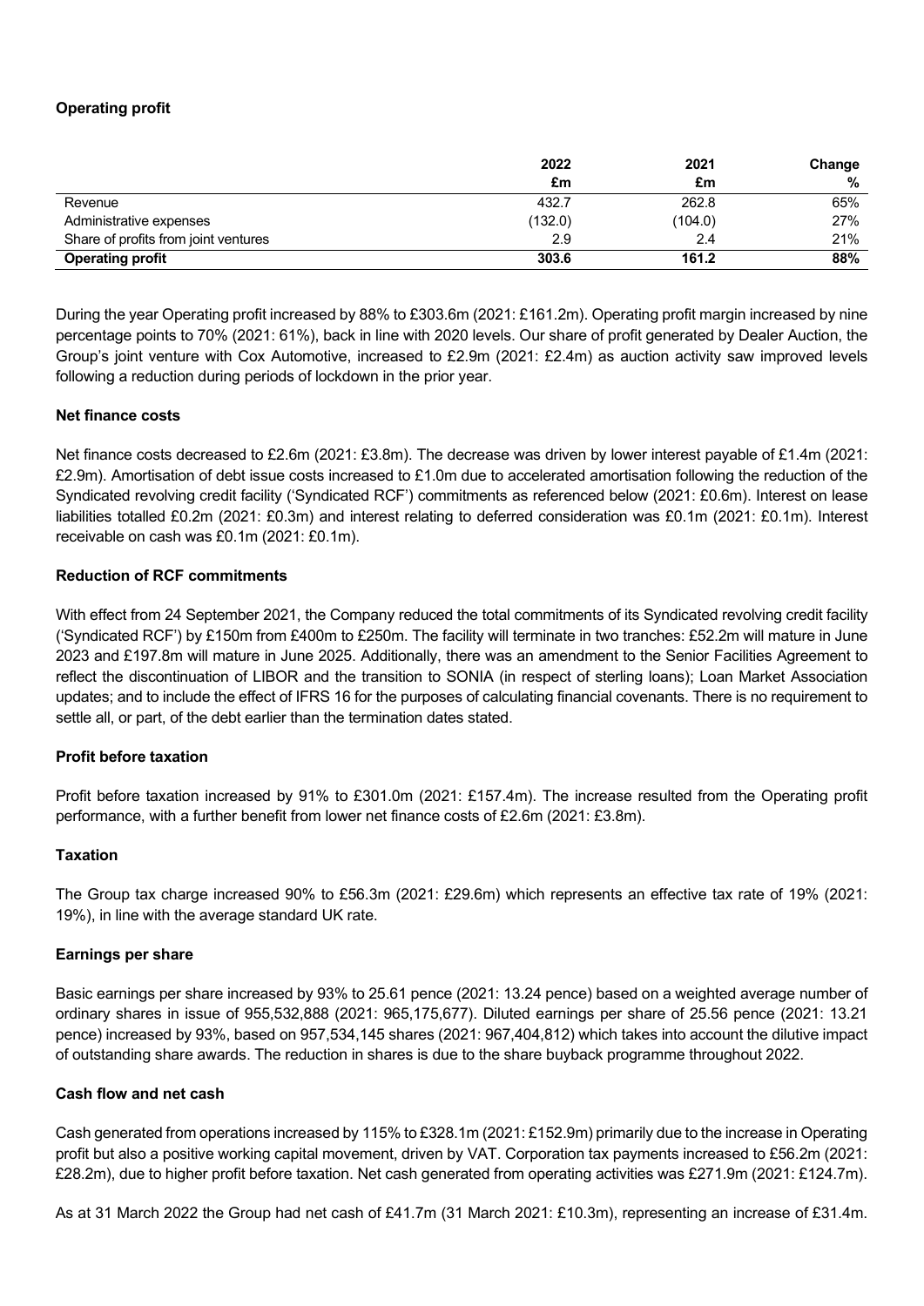**Operating profit**

| | 2022 | 2021 | Change |
|---|---|---|---|
| | £m | £m | % |
| Revenue | 432.7 | 262.8 | 65% |
| Administrative expenses | (132.0) | (104.0) | 27% |
| Share of profits from joint ventures | 2.9 | 2.4 | 21% |
| **Operating profit** | **303.6** | **161.2** | **88%** |

During the year Operating profit increased by 88% to £303.6m (2021: £161.2m). Operating profit margin increased by nine percentage points to 70% (2021: 61%), back in line with 2020 levels. Our share of profit generated by Dealer Auction, the Group's joint venture with Cox Automotive, increased to £2.9m (2021: £2.4m) as auction activity saw improved levels following a reduction during periods of lockdown in the prior year.

**Net finance costs**

Net finance costs decreased to £2.6m (2021: £3.8m). The decrease was driven by lower interest payable of £1.4m (2021: £2.9m). Amortisation of debt issue costs increased to £1.0m due to accelerated amortisation following the reduction of the Syndicated revolving credit facility ('Syndicated RCF') commitments as referenced below (2021: £0.6m). Interest on lease liabilities totalled £0.2m (2021: £0.3m) and interest relating to deferred consideration was £0.1m (2021: £0.1m). Interest receivable on cash was £0.1m (2021: £0.1m).

**Reduction of RCF commitments**

With effect from 24 September 2021, the Company reduced the total commitments of its Syndicated revolving credit facility ('Syndicated RCF') by £150m from £400m to £250m. The facility will terminate in two tranches: £52.2m will mature in June 2023 and £197.8m will mature in June 2025. Additionally, there was an amendment to the Senior Facilities Agreement to reflect the discontinuation of LIBOR and the transition to SONIA (in respect of sterling loans); Loan Market Association updates; and to include the effect of IFRS 16 for the purposes of calculating financial covenants. There is no requirement to settle all, or part, of the debt earlier than the termination dates stated.

**Profit before taxation**

Profit before taxation increased by 91% to £301.0m (2021: £157.4m). The increase resulted from the Operating profit performance, with a further benefit from lower net finance costs of £2.6m (2021: £3.8m).

**Taxation**

The Group tax charge increased 90% to £56.3m (2021: £29.6m) which represents an effective tax rate of 19% (2021: 19%), in line with the average standard UK rate.

**Earnings per share**

Basic earnings per share increased by 93% to 25.61 pence (2021: 13.24 pence) based on a weighted average number of ordinary shares in issue of 955,532,888 (2021: 965,175,677). Diluted earnings per share of 25.56 pence (2021: 13.21 pence) increased by 93%, based on 957,534,145 shares (2021: 967,404,812) which takes into account the dilutive impact of outstanding share awards. The reduction in shares is due to the share buyback programme throughout 2022.

**Cash flow and net cash**

Cash generated from operations increased by 115% to £328.1m (2021: £152.9m) primarily due to the increase in Operating profit but also a positive working capital movement, driven by VAT. Corporation tax payments increased to £56.2m (2021: £28.2m), due to higher profit before taxation. Net cash generated from operating activities was £271.9m (2021: £124.7m).

As at 31 March 2022 the Group had net cash of £41.7m (31 March 2021: £10.3m), representing an increase of £31.4m.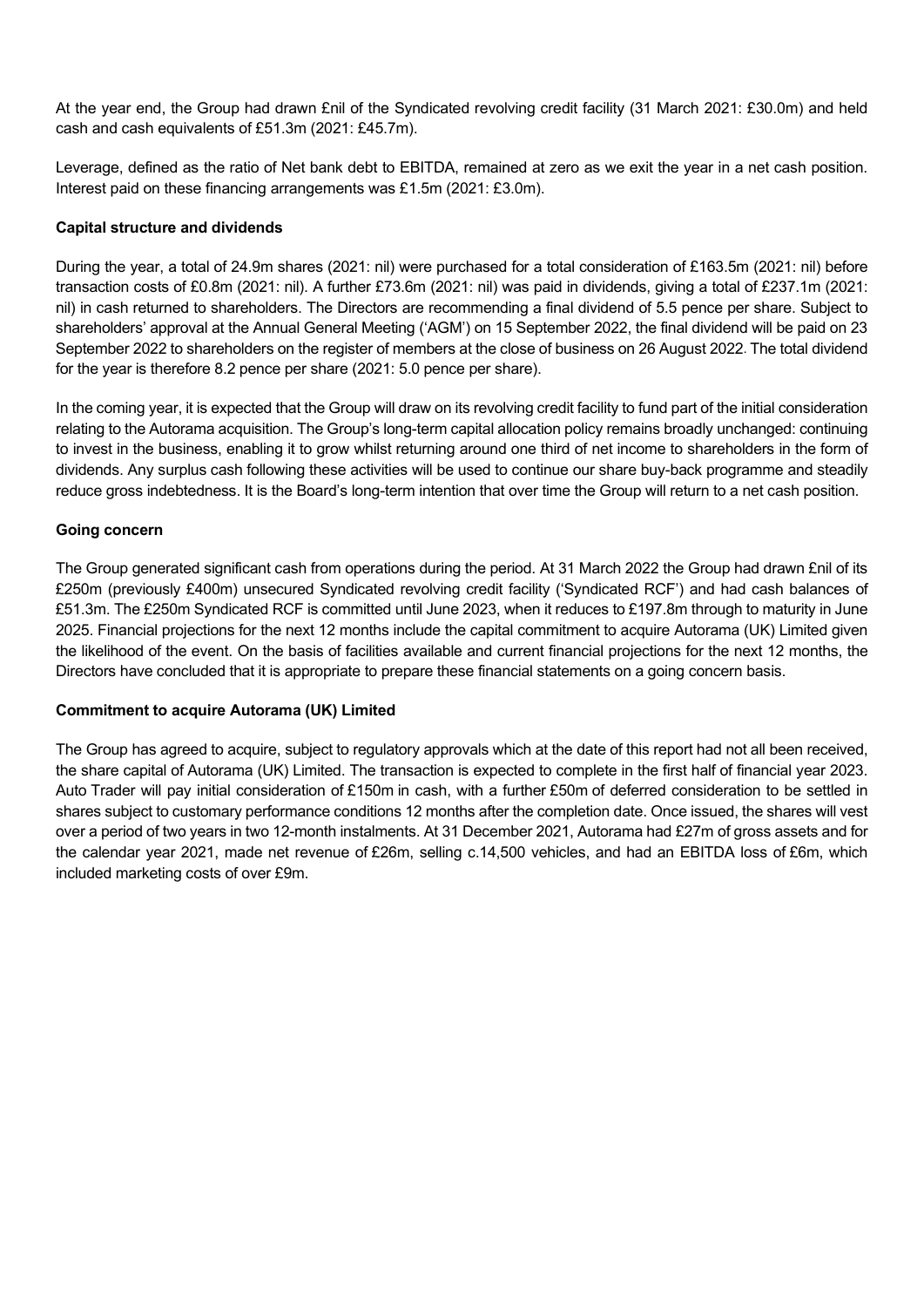At the year end, the Group had drawn £nil of the Syndicated revolving credit facility (31 March 2021: £30.0m) and held cash and cash equivalents of £51.3m (2021: £45.7m).

Leverage, defined as the ratio of Net bank debt to EBITDA, remained at zero as we exit the year in a net cash position. Interest paid on these financing arrangements was £1.5m (2021: £3.0m).

**Capital structure and dividends**

During the year, a total of 24.9m shares (2021: nil) were purchased for a total consideration of £163.5m (2021: nil) before transaction costs of £0.8m (2021: nil). A further £73.6m (2021: nil) was paid in dividends, giving a total of £237.1m (2021: nil) in cash returned to shareholders. The Directors are recommending a final dividend of 5.5 pence per share. Subject to shareholders' approval at the Annual General Meeting ('AGM') on 15 September 2022, the final dividend will be paid on 23 September 2022 to shareholders on the register of members at the close of business on 26 August 2022. The total dividend for the year is therefore 8.2 pence per share (2021: 5.0 pence per share).

In the coming year, it is expected that the Group will draw on its revolving credit facility to fund part of the initial consideration relating to the Autorama acquisition. The Group's long-term capital allocation policy remains broadly unchanged: continuing to invest in the business, enabling it to grow whilst returning around one third of net income to shareholders in the form of dividends. Any surplus cash following these activities will be used to continue our share buy-back programme and steadily reduce gross indebtedness. It is the Board's long-term intention that over time the Group will return to a net cash position.

**Going concern**

The Group generated significant cash from operations during the period. At 31 March 2022 the Group had drawn £nil of its £250m (previously £400m) unsecured Syndicated revolving credit facility ('Syndicated RCF') and had cash balances of £51.3m. The £250m Syndicated RCF is committed until June 2023, when it reduces to £197.8m through to maturity in June 2025. Financial projections for the next 12 months include the capital commitment to acquire Autorama (UK) Limited given the likelihood of the event. On the basis of facilities available and current financial projections for the next 12 months, the Directors have concluded that it is appropriate to prepare these financial statements on a going concern basis.

**Commitment to acquire Autorama (UK) Limited**

The Group has agreed to acquire, subject to regulatory approvals which at the date of this report had not all been received, the share capital of Autorama (UK) Limited. The transaction is expected to complete in the first half of financial year 2023. Auto Trader will pay initial consideration of £150m in cash, with a further £50m of deferred consideration to be settled in shares subject to customary performance conditions 12 months after the completion date. Once issued, the shares will vest over a period of two years in two 12-month instalments. At 31 December 2021, Autorama had £27m of gross assets and for the calendar year 2021, made net revenue of £26m, selling c.14,500 vehicles, and had an EBITDA loss of £6m, which included marketing costs of over £9m.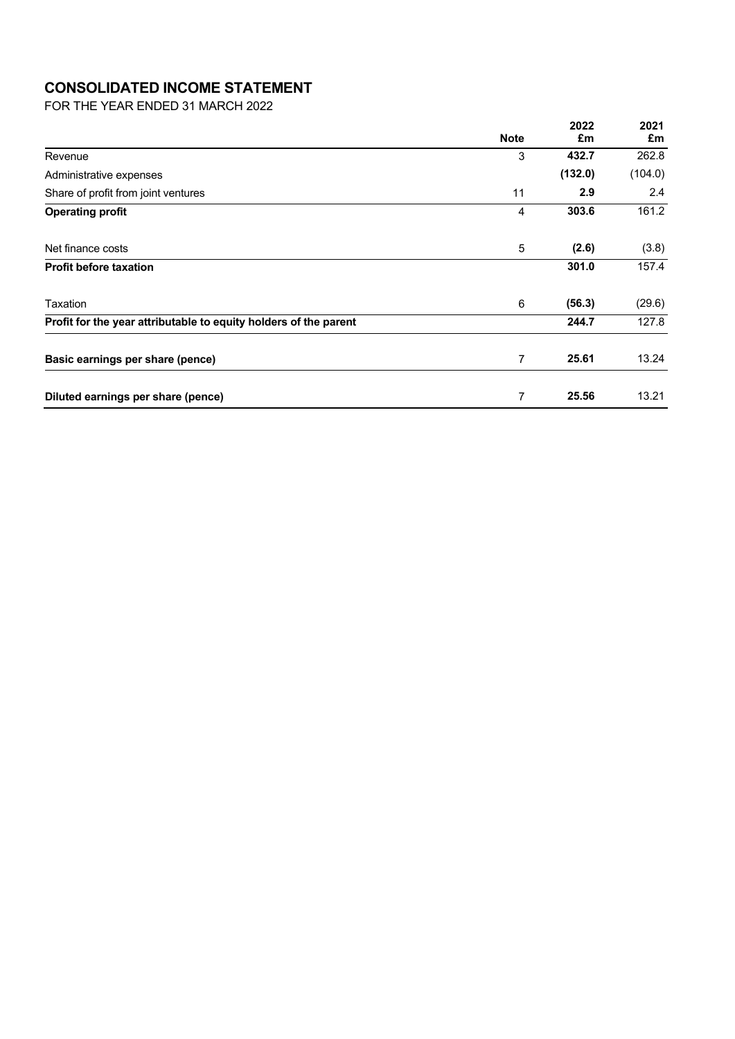# CONSOLIDATED INCOME STATEMENT

FOR THE YEAR ENDED 31 MARCH 2022

| | Note | 2022 £m | 2021 £m |
|---|---|---|---|
| Revenue | 3 | **432.7** | 262.8 |
| Administrative expenses | | **(132.0)** | (104.0) |
| Share of profit from joint ventures | 11 | **2.9** | 2.4 |
| **Operating profit** | 4 | **303.6** | 161.2 |
| Net finance costs | 5 | **(2.6)** | (3.8) |
| **Profit before taxation** | | **301.0** | 157.4 |
| Taxation | 6 | **(56.3)** | (29.6) |
| **Profit for the year attributable to equity holders of the parent** | | **244.7** | 127.8 |
| **Basic earnings per share (pence)** | 7 | **25.61** | 13.24 |
| **Diluted earnings per share (pence)** | 7 | **25.56** | 13.21 |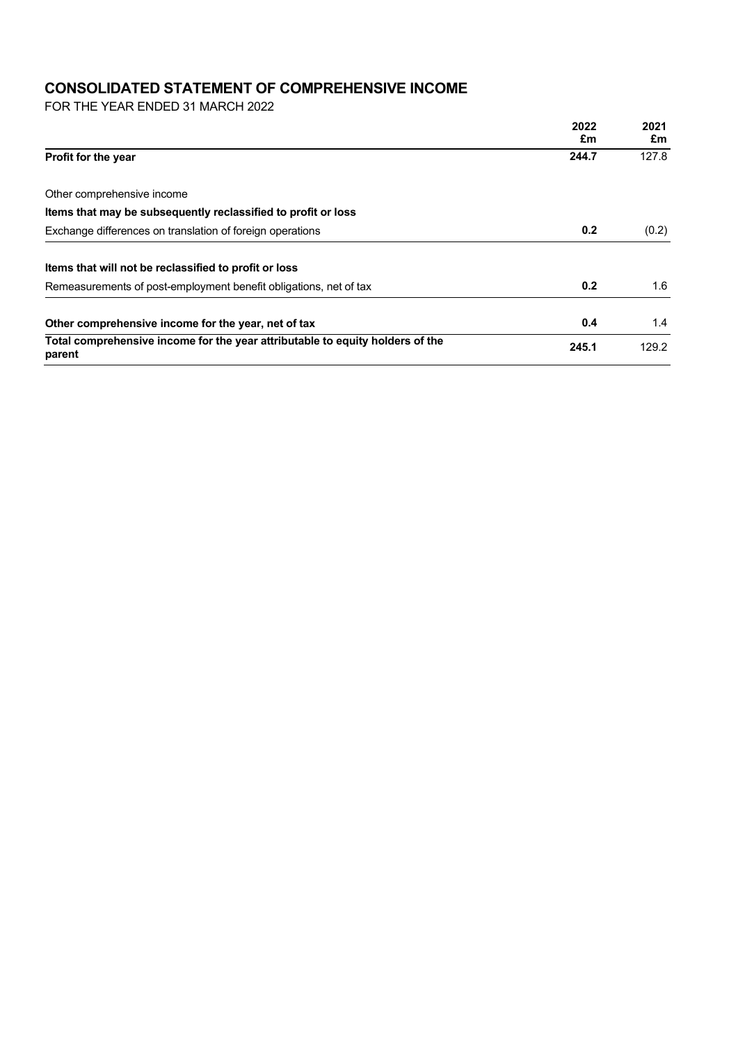## CONSOLIDATED STATEMENT OF COMPREHENSIVE INCOME

FOR THE YEAR ENDED 31 MARCH 2022

| | 2022 £m | 2021 £m |
|---|---|---|
| **Profit for the year** | **244.7** | 127.8 |
| | | |
| Other comprehensive income | | |
| **Items that may be subsequently reclassified to profit or loss** | | |
| Exchange differences on translation of foreign operations | **0.2** | (0.2) |
| | | |
| **Items that will not be reclassified to profit or loss** | | |
| Remeasurements of post-employment benefit obligations, net of tax | **0.2** | 1.6 |
| | | |
| **Other comprehensive income for the year, net of tax** | **0.4** | 1.4 |
| **Total comprehensive income for the year attributable to equity holders of the parent** | **245.1** | 129.2 |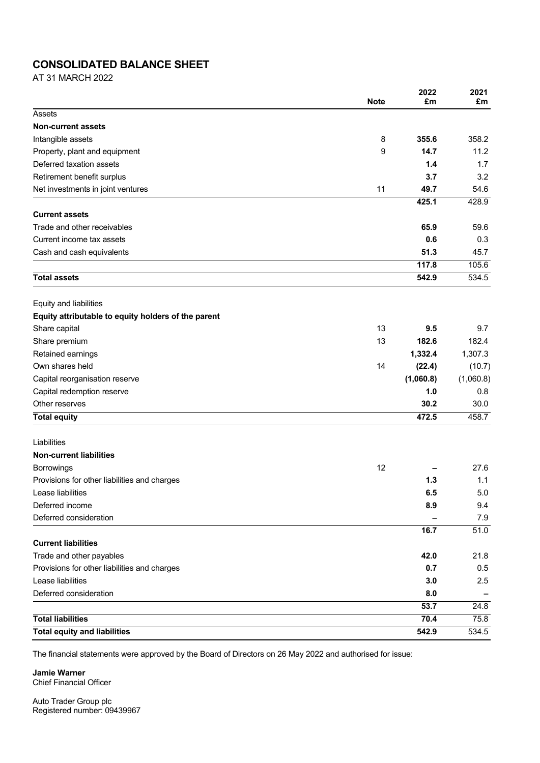# CONSOLIDATED BALANCE SHEET

AT 31 MARCH 2022

| | Note | 2022 £m | 2021 £m |
|---|---|---|---|
| Assets | | | |
| **Non-current assets** | | | |
| Intangible assets | 8 | **355.6** | 358.2 |
| Property, plant and equipment | 9 | **14.7** | 11.2 |
| Deferred taxation assets | | **1.4** | 1.7 |
| Retirement benefit surplus | | **3.7** | 3.2 |
| Net investments in joint ventures | 11 | **49.7** | 54.6 |
| | | **425.1** | 428.9 |
| **Current assets** | | | |
| Trade and other receivables | | **65.9** | 59.6 |
| Current income tax assets | | **0.6** | 0.3 |
| Cash and cash equivalents | | **51.3** | 45.7 |
| | | **117.8** | 105.6 |
| **Total assets** | | **542.9** | 534.5 |
| Equity and liabilities | | | |
| **Equity attributable to equity holders of the parent** | | | |
| Share capital | 13 | **9.5** | 9.7 |
| Share premium | 13 | **182.6** | 182.4 |
| Retained earnings | | **1,332.4** | 1,307.3 |
| Own shares held | 14 | **(22.4)** | (10.7) |
| Capital reorganisation reserve | | **(1,060.8)** | (1,060.8) |
| Capital redemption reserve | | **1.0** | 0.8 |
| Other reserves | | **30.2** | 30.0 |
| **Total equity** | | **472.5** | 458.7 |
| Liabilities | | | |
| **Non-current liabilities** | | | |
| Borrowings | 12 | **–** | 27.6 |
| Provisions for other liabilities and charges | | **1.3** | 1.1 |
| Lease liabilities | | **6.5** | 5.0 |
| Deferred income | | **8.9** | 9.4 |
| Deferred consideration | | **–** | 7.9 |
| | | **16.7** | 51.0 |
| **Current liabilities** | | | |
| Trade and other payables | | **42.0** | 21.8 |
| Provisions for other liabilities and charges | | **0.7** | 0.5 |
| Lease liabilities | | **3.0** | 2.5 |
| Deferred consideration | | **8.0** | – |
| | | **53.7** | 24.8 |
| **Total liabilities** | | **70.4** | 75.8 |
| **Total equity and liabilities** | | **542.9** | 534.5 |

The financial statements were approved by the Board of Directors on 26 May 2022 and authorised for issue:

**Jamie Warner**
Chief Financial Officer

Auto Trader Group plc
Registered number: 09439967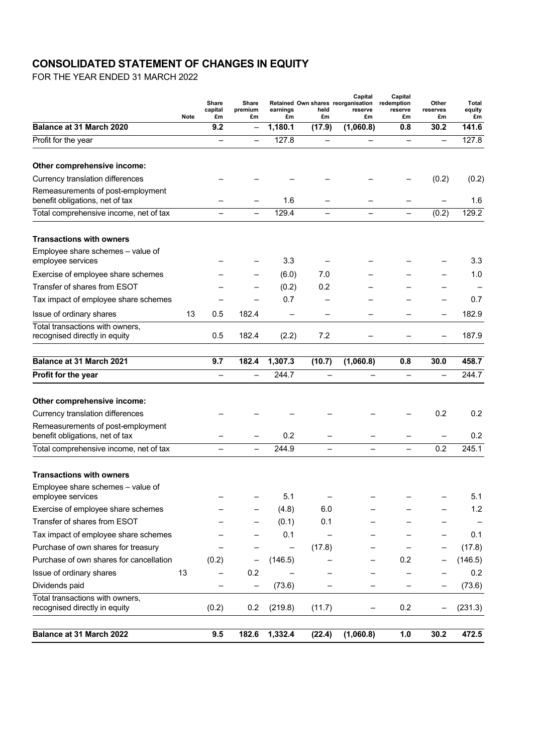## CONSOLIDATED STATEMENT OF CHANGES IN EQUITY

FOR THE YEAR ENDED 31 MARCH 2022

| | Note | Share capital £m | Share premium £m | Retained earnings £m | Own shares held £m | Capital reorganisation reserve £m | Capital redemption reserve £m | Other reserves £m | Total equity £m |
|---|---|---|---|---|---|---|---|---|---|
| **Balance at 31 March 2020** | | **9.2** | **–** | **1,180.1** | **(17.9)** | **(1,060.8)** | **0.8** | **30.2** | **141.6** |
| Profit for the year | | – | – | 127.8 | – | – | – | – | 127.8 |
| **Other comprehensive income:** | | | | | | | | | |
| Currency translation differences | | – | – | – | – | – | – | (0.2) | (0.2) |
| Remeasurements of post-employment benefit obligations, net of tax | | – | – | 1.6 | – | – | – | – | 1.6 |
| Total comprehensive income, net of tax | | – | – | 129.4 | – | – | – | (0.2) | 129.2 |
| **Transactions with owners** | | | | | | | | | |
| Employee share schemes – value of employee services | | – | – | 3.3 | – | – | – | – | 3.3 |
| Exercise of employee share schemes | | – | – | (6.0) | 7.0 | – | – | – | 1.0 |
| Transfer of shares from ESOT | | – | – | (0.2) | 0.2 | – | – | – | – |
| Tax impact of employee share schemes | | – | – | 0.7 | – | – | – | – | 0.7 |
| Issue of ordinary shares | 13 | 0.5 | 182.4 | – | – | – | – | – | 182.9 |
| Total transactions with owners, recognised directly in equity | | 0.5 | 182.4 | (2.2) | 7.2 | – | – | – | 187.9 |
| **Balance at 31 March 2021** | | **9.7** | **182.4** | **1,307.3** | **(10.7)** | **(1,060.8)** | **0.8** | **30.0** | **458.7** |
| **Profit for the year** | | – | – | 244.7 | – | – | – | – | 244.7 |
| **Other comprehensive income:** | | | | | | | | | |
| Currency translation differences | | – | – | – | – | – | – | 0.2 | 0.2 |
| Remeasurements of post-employment benefit obligations, net of tax | | – | – | 0.2 | – | – | – | – | 0.2 |
| Total comprehensive income, net of tax | | – | – | 244.9 | – | – | – | 0.2 | 245.1 |
| **Transactions with owners** | | | | | | | | | |
| Employee share schemes – value of employee services | | – | – | 5.1 | – | – | – | – | 5.1 |
| Exercise of employee share schemes | | – | – | (4.8) | 6.0 | – | – | – | 1.2 |
| Transfer of shares from ESOT | | – | – | (0.1) | 0.1 | – | – | – | – |
| Tax impact of employee share schemes | | – | – | 0.1 | – | – | – | – | 0.1 |
| Purchase of own shares for treasury | | – | – | – | (17.8) | – | – | – | (17.8) |
| Purchase of own shares for cancellation | | (0.2) | – | (146.5) | – | – | 0.2 | – | (146.5) |
| Issue of ordinary shares | 13 | – | 0.2 | – | – | – | – | – | 0.2 |
| Dividends paid | | – | – | (73.6) | – | – | – | – | (73.6) |
| Total transactions with owners, recognised directly in equity | | (0.2) | 0.2 | (219.8) | (11.7) | – | 0.2 | – | (231.3) |
| **Balance at 31 March 2022** | | **9.5** | **182.6** | **1,332.4** | **(22.4)** | **(1,060.8)** | **1.0** | **30.2** | **472.5** |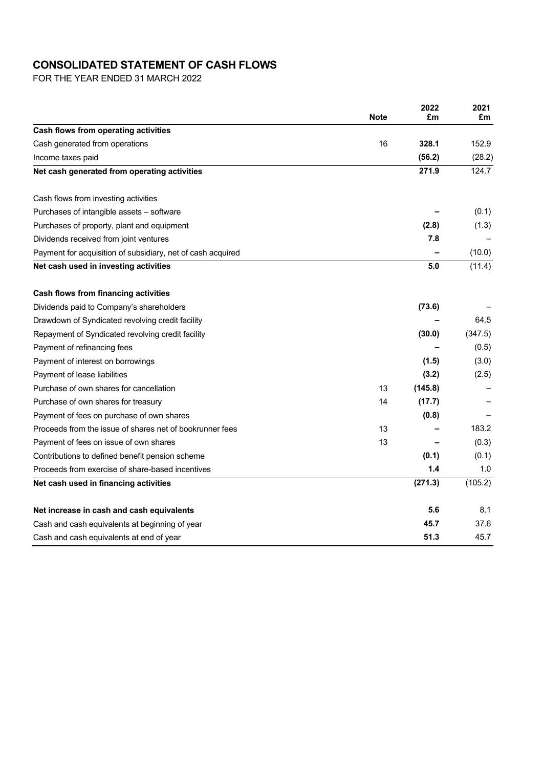# CONSOLIDATED STATEMENT OF CASH FLOWS

FOR THE YEAR ENDED 31 MARCH 2022

| | Note | 2022 £m | 2021 £m |
|---|---|---|---|
| **Cash flows from operating activities** | | | |
| Cash generated from operations | 16 | **328.1** | 152.9 |
| Income taxes paid | | **(56.2)** | (28.2) |
| **Net cash generated from operating activities** | | **271.9** | 124.7 |
| | | | |
| Cash flows from investing activities | | | |
| Purchases of intangible assets – software | | **–** | (0.1) |
| Purchases of property, plant and equipment | | **(2.8)** | (1.3) |
| Dividends received from joint ventures | | **7.8** | – |
| Payment for acquisition of subsidiary, net of cash acquired | | **–** | (10.0) |
| **Net cash used in investing activities** | | **5.0** | (11.4) |
| | | | |
| **Cash flows from financing activities** | | | |
| Dividends paid to Company's shareholders | | **(73.6)** | – |
| Drawdown of Syndicated revolving credit facility | | **–** | 64.5 |
| Repayment of Syndicated revolving credit facility | | **(30.0)** | (347.5) |
| Payment of refinancing fees | | **–** | (0.5) |
| Payment of interest on borrowings | | **(1.5)** | (3.0) |
| Payment of lease liabilities | | **(3.2)** | (2.5) |
| Purchase of own shares for cancellation | 13 | **(145.8)** | – |
| Purchase of own shares for treasury | 14 | **(17.7)** | – |
| Payment of fees on purchase of own shares | | **(0.8)** | – |
| Proceeds from the issue of shares net of bookrunner fees | 13 | **–** | 183.2 |
| Payment of fees on issue of own shares | 13 | **–** | (0.3) |
| Contributions to defined benefit pension scheme | | **(0.1)** | (0.1) |
| Proceeds from exercise of share-based incentives | | **1.4** | 1.0 |
| **Net cash used in financing activities** | | **(271.3)** | (105.2) |
| | | | |
| **Net increase in cash and cash equivalents** | | **5.6** | 8.1 |
| Cash and cash equivalents at beginning of year | | **45.7** | 37.6 |
| Cash and cash equivalents at end of year | | **51.3** | 45.7 |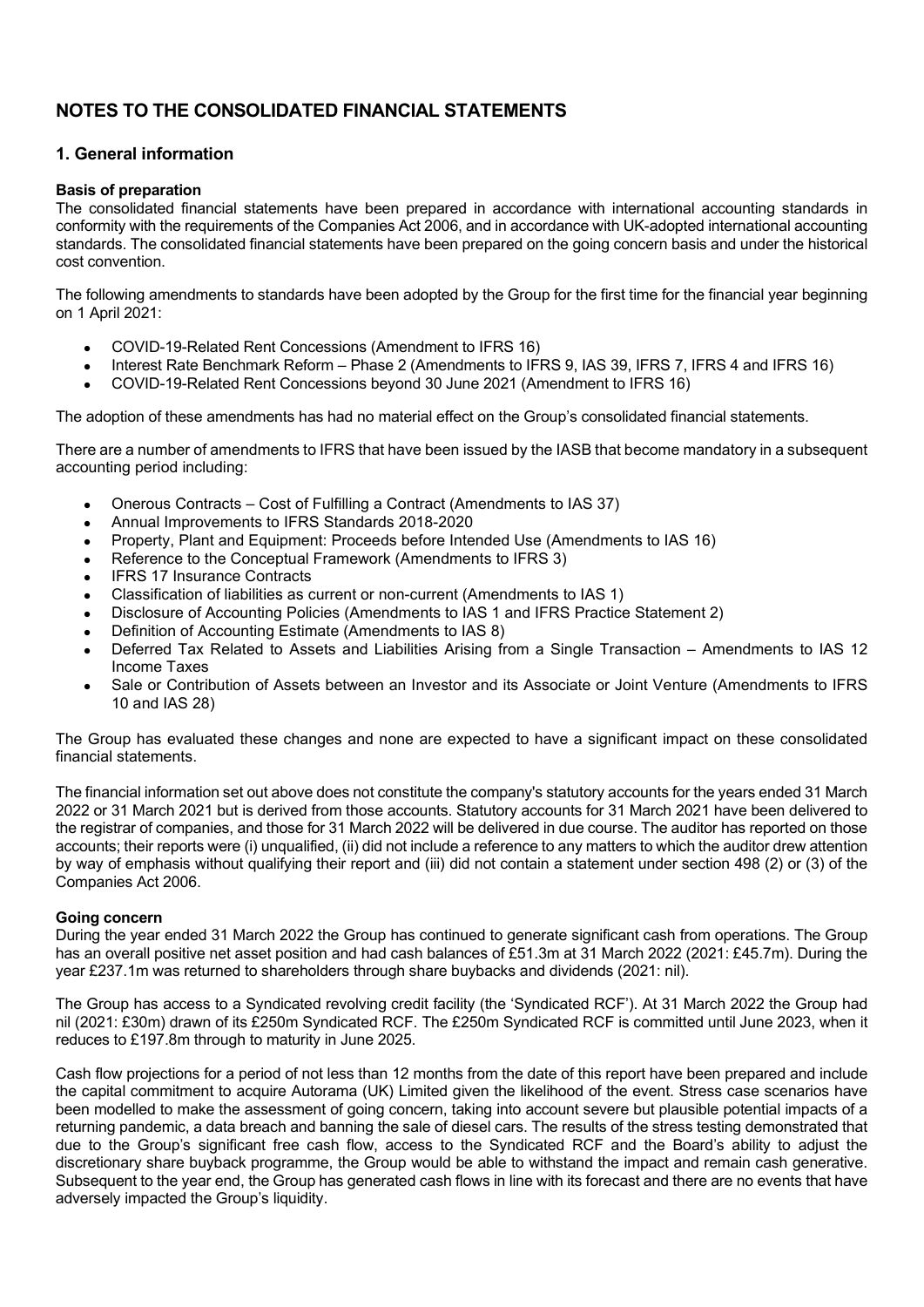# NOTES TO THE CONSOLIDATED FINANCIAL STATEMENTS

## 1. General information

**Basis of preparation**

The consolidated financial statements have been prepared in accordance with international accounting standards in conformity with the requirements of the Companies Act 2006, and in accordance with UK-adopted international accounting standards. The consolidated financial statements have been prepared on the going concern basis and under the historical cost convention.

The following amendments to standards have been adopted by the Group for the first time for the financial year beginning on 1 April 2021:

- COVID-19-Related Rent Concessions (Amendment to IFRS 16)
- Interest Rate Benchmark Reform – Phase 2 (Amendments to IFRS 9, IAS 39, IFRS 7, IFRS 4 and IFRS 16)
- COVID-19-Related Rent Concessions beyond 30 June 2021 (Amendment to IFRS 16)

The adoption of these amendments has had no material effect on the Group's consolidated financial statements.

There are a number of amendments to IFRS that have been issued by the IASB that become mandatory in a subsequent accounting period including:

- Onerous Contracts – Cost of Fulfilling a Contract (Amendments to IAS 37)
- Annual Improvements to IFRS Standards 2018-2020
- Property, Plant and Equipment: Proceeds before Intended Use (Amendments to IAS 16)
- Reference to the Conceptual Framework (Amendments to IFRS 3)
- IFRS 17 Insurance Contracts
- Classification of liabilities as current or non-current (Amendments to IAS 1)
- Disclosure of Accounting Policies (Amendments to IAS 1 and IFRS Practice Statement 2)
- Definition of Accounting Estimate (Amendments to IAS 8)
- Deferred Tax Related to Assets and Liabilities Arising from a Single Transaction – Amendments to IAS 12 Income Taxes
- Sale or Contribution of Assets between an Investor and its Associate or Joint Venture (Amendments to IFRS 10 and IAS 28)

The Group has evaluated these changes and none are expected to have a significant impact on these consolidated financial statements.

The financial information set out above does not constitute the company's statutory accounts for the years ended 31 March 2022 or 31 March 2021 but is derived from those accounts. Statutory accounts for 31 March 2021 have been delivered to the registrar of companies, and those for 31 March 2022 will be delivered in due course. The auditor has reported on those accounts; their reports were (i) unqualified, (ii) did not include a reference to any matters to which the auditor drew attention by way of emphasis without qualifying their report and (iii) did not contain a statement under section 498 (2) or (3) of the Companies Act 2006.

**Going concern**

During the year ended 31 March 2022 the Group has continued to generate significant cash from operations. The Group has an overall positive net asset position and had cash balances of £51.3m at 31 March 2022 (2021: £45.7m). During the year £237.1m was returned to shareholders through share buybacks and dividends (2021: nil).

The Group has access to a Syndicated revolving credit facility (the 'Syndicated RCF'). At 31 March 2022 the Group had nil (2021: £30m) drawn of its £250m Syndicated RCF. The £250m Syndicated RCF is committed until June 2023, when it reduces to £197.8m through to maturity in June 2025.

Cash flow projections for a period of not less than 12 months from the date of this report have been prepared and include the capital commitment to acquire Autorama (UK) Limited given the likelihood of the event. Stress case scenarios have been modelled to make the assessment of going concern, taking into account severe but plausible potential impacts of a returning pandemic, a data breach and banning the sale of diesel cars. The results of the stress testing demonstrated that due to the Group's significant free cash flow, access to the Syndicated RCF and the Board's ability to adjust the discretionary share buyback programme, the Group would be able to withstand the impact and remain cash generative. Subsequent to the year end, the Group has generated cash flows in line with its forecast and there are no events that have adversely impacted the Group's liquidity.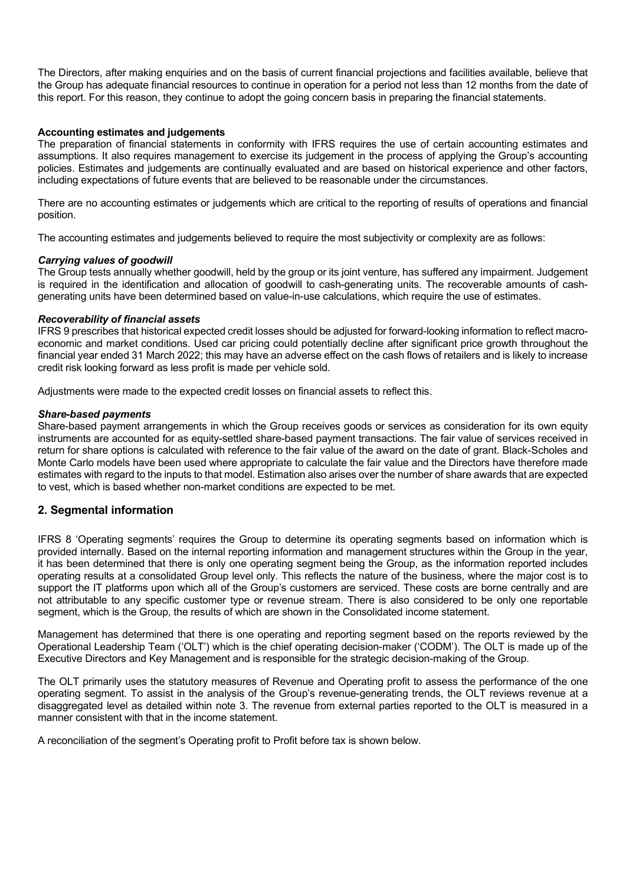The Directors, after making enquiries and on the basis of current financial projections and facilities available, believe that the Group has adequate financial resources to continue in operation for a period not less than 12 months from the date of this report. For this reason, they continue to adopt the going concern basis in preparing the financial statements.

**Accounting estimates and judgements**

The preparation of financial statements in conformity with IFRS requires the use of certain accounting estimates and assumptions. It also requires management to exercise its judgement in the process of applying the Group's accounting policies. Estimates and judgements are continually evaluated and are based on historical experience and other factors, including expectations of future events that are believed to be reasonable under the circumstances.

There are no accounting estimates or judgements which are critical to the reporting of results of operations and financial position.

The accounting estimates and judgements believed to require the most subjectivity or complexity are as follows:

***Carrying values of goodwill***

The Group tests annually whether goodwill, held by the group or its joint venture, has suffered any impairment. Judgement is required in the identification and allocation of goodwill to cash-generating units. The recoverable amounts of cash-generating units have been determined based on value-in-use calculations, which require the use of estimates.

***Recoverability of financial assets***

IFRS 9 prescribes that historical expected credit losses should be adjusted for forward-looking information to reflect macro-economic and market conditions. Used car pricing could potentially decline after significant price growth throughout the financial year ended 31 March 2022; this may have an adverse effect on the cash flows of retailers and is likely to increase credit risk looking forward as less profit is made per vehicle sold.

Adjustments were made to the expected credit losses on financial assets to reflect this.

***Share-based payments***

Share-based payment arrangements in which the Group receives goods or services as consideration for its own equity instruments are accounted for as equity-settled share-based payment transactions. The fair value of services received in return for share options is calculated with reference to the fair value of the award on the date of grant. Black-Scholes and Monte Carlo models have been used where appropriate to calculate the fair value and the Directors have therefore made estimates with regard to the inputs to that model. Estimation also arises over the number of share awards that are expected to vest, which is based whether non-market conditions are expected to be met.

## 2. Segmental information

IFRS 8 'Operating segments' requires the Group to determine its operating segments based on information which is provided internally. Based on the internal reporting information and management structures within the Group in the year, it has been determined that there is only one operating segment being the Group, as the information reported includes operating results at a consolidated Group level only. This reflects the nature of the business, where the major cost is to support the IT platforms upon which all of the Group's customers are serviced. These costs are borne centrally and are not attributable to any specific customer type or revenue stream. There is also considered to be only one reportable segment, which is the Group, the results of which are shown in the Consolidated income statement.

Management has determined that there is one operating and reporting segment based on the reports reviewed by the Operational Leadership Team ('OLT') which is the chief operating decision-maker ('CODM'). The OLT is made up of the Executive Directors and Key Management and is responsible for the strategic decision-making of the Group.

The OLT primarily uses the statutory measures of Revenue and Operating profit to assess the performance of the one operating segment. To assist in the analysis of the Group's revenue-generating trends, the OLT reviews revenue at a disaggregated level as detailed within note 3. The revenue from external parties reported to the OLT is measured in a manner consistent with that in the income statement.

A reconciliation of the segment's Operating profit to Profit before tax is shown below.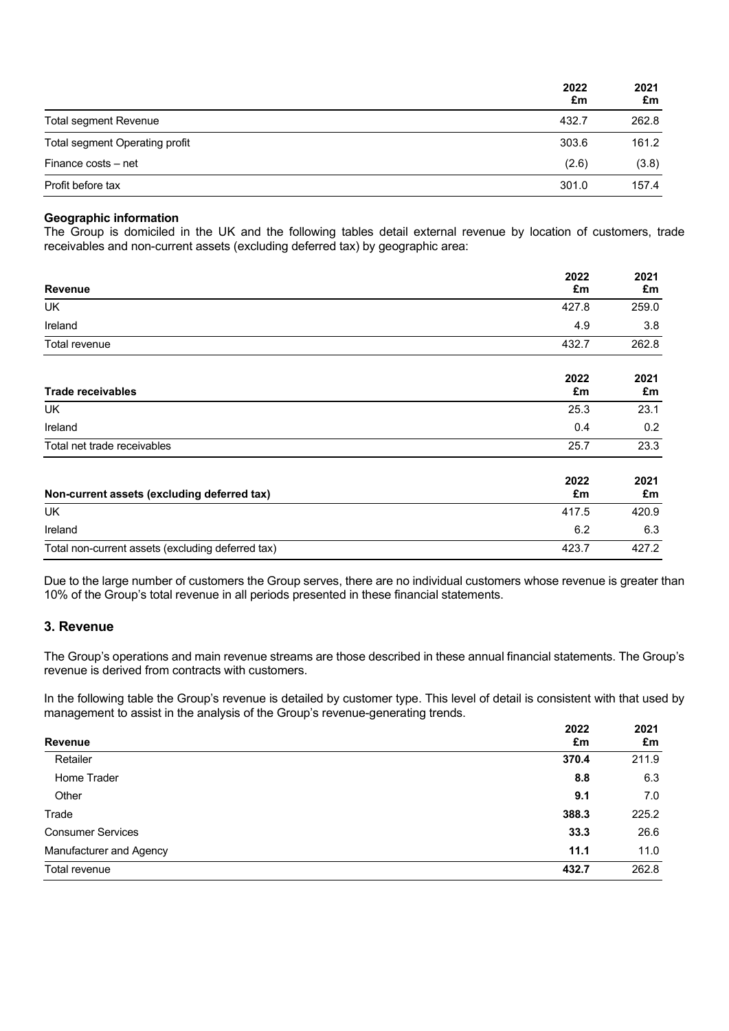| | 2022<br>£m | 2021<br>£m |
|---|---|---|
| Total segment Revenue | 432.7 | 262.8 |
| Total segment Operating profit | 303.6 | 161.2 |
| Finance costs – net | (2.6) | (3.8) |
| Profit before tax | 301.0 | 157.4 |

**Geographic information**
The Group is domiciled in the UK and the following tables detail external revenue by location of customers, trade receivables and non-current assets (excluding deferred tax) by geographic area:

| **Revenue** | 2022<br>£m | 2021<br>£m |
|---|---|---|
| UK | 427.8 | 259.0 |
| Ireland | 4.9 | 3.8 |
| Total revenue | 432.7 | 262.8 |

| **Trade receivables** | 2022<br>£m | 2021<br>£m |
|---|---|---|
| UK | 25.3 | 23.1 |
| Ireland | 0.4 | 0.2 |
| Total net trade receivables | 25.7 | 23.3 |

| **Non-current assets (excluding deferred tax)** | 2022<br>£m | 2021<br>£m |
|---|---|---|
| UK | 417.5 | 420.9 |
| Ireland | 6.2 | 6.3 |
| Total non-current assets (excluding deferred tax) | 423.7 | 427.2 |

Due to the large number of customers the Group serves, there are no individual customers whose revenue is greater than 10% of the Group's total revenue in all periods presented in these financial statements.

## 3. Revenue

The Group's operations and main revenue streams are those described in these annual financial statements. The Group's revenue is derived from contracts with customers.

In the following table the Group's revenue is detailed by customer type. This level of detail is consistent with that used by management to assist in the analysis of the Group's revenue-generating trends.

| **Revenue** | 2022<br>£m | 2021<br>£m |
|---|---|---|
| Retailer | **370.4** | 211.9 |
| Home Trader | **8.8** | 6.3 |
| Other | **9.1** | 7.0 |
| Trade | **388.3** | 225.2 |
| Consumer Services | **33.3** | 26.6 |
| Manufacturer and Agency | **11.1** | 11.0 |
| Total revenue | **432.7** | 262.8 |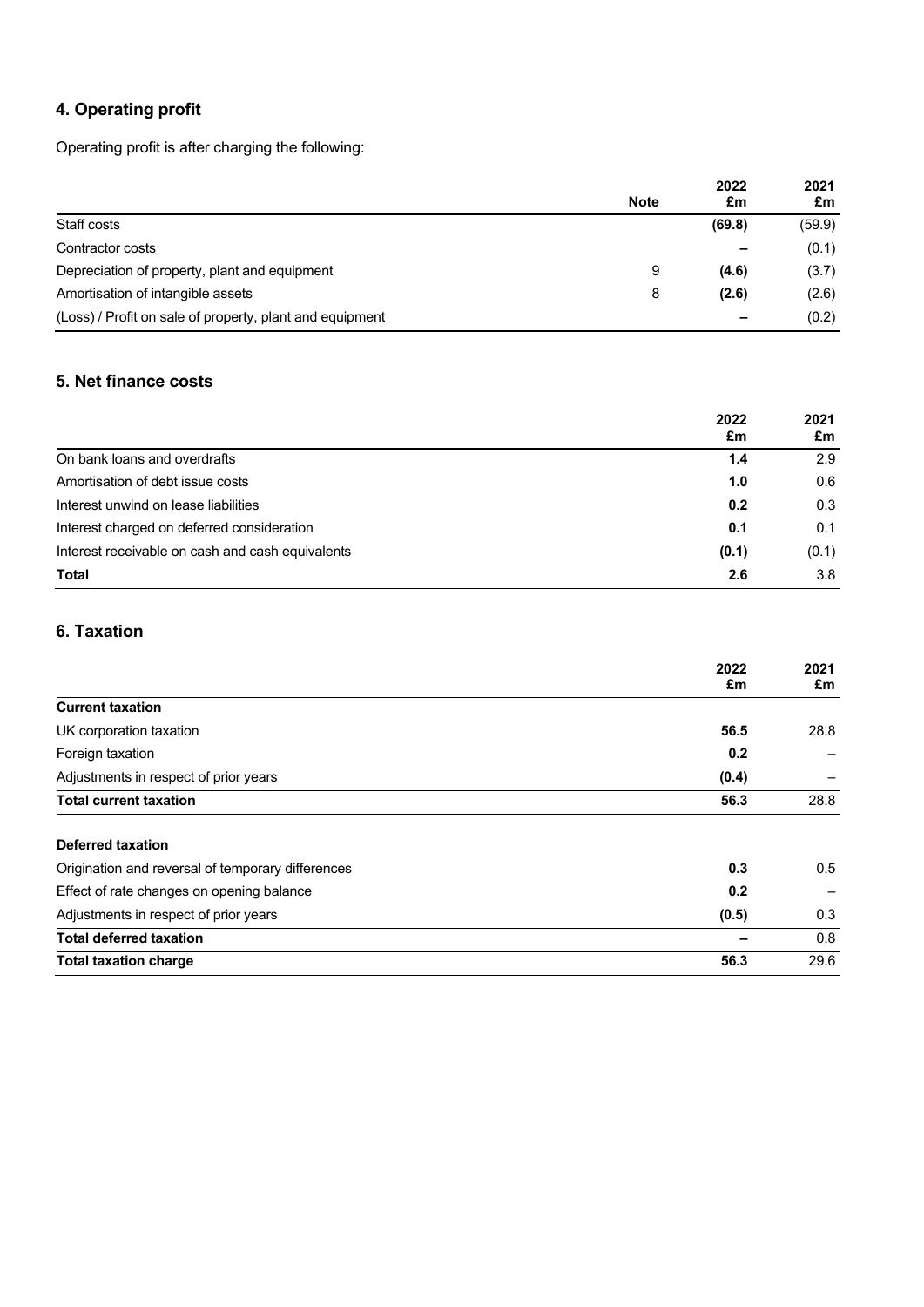## 4. Operating profit

Operating profit is after charging the following:

| | Note | 2022 £m | 2021 £m |
|---|---|---|---|
| Staff costs | | **(69.8)** | (59.9) |
| Contractor costs | | **–** | (0.1) |
| Depreciation of property, plant and equipment | 9 | **(4.6)** | (3.7) |
| Amortisation of intangible assets | 8 | **(2.6)** | (2.6) |
| (Loss) / Profit on sale of property, plant and equipment | | **–** | (0.2) |

## 5. Net finance costs

| | 2022 £m | 2021 £m |
|---|---|---|
| On bank loans and overdrafts | **1.4** | 2.9 |
| Amortisation of debt issue costs | **1.0** | 0.6 |
| Interest unwind on lease liabilities | **0.2** | 0.3 |
| Interest charged on deferred consideration | **0.1** | 0.1 |
| Interest receivable on cash and cash equivalents | **(0.1)** | (0.1) |
| **Total** | **2.6** | 3.8 |

## 6. Taxation

| | 2022 £m | 2021 £m |
|---|---|---|
| **Current taxation** | | |
| UK corporation taxation | **56.5** | 28.8 |
| Foreign taxation | **0.2** | – |
| Adjustments in respect of prior years | **(0.4)** | – |
| **Total current taxation** | **56.3** | 28.8 |
| **Deferred taxation** | | |
| Origination and reversal of temporary differences | **0.3** | 0.5 |
| Effect of rate changes on opening balance | **0.2** | – |
| Adjustments in respect of prior years | **(0.5)** | 0.3 |
| **Total deferred taxation** | **–** | 0.8 |
| **Total taxation charge** | **56.3** | 29.6 |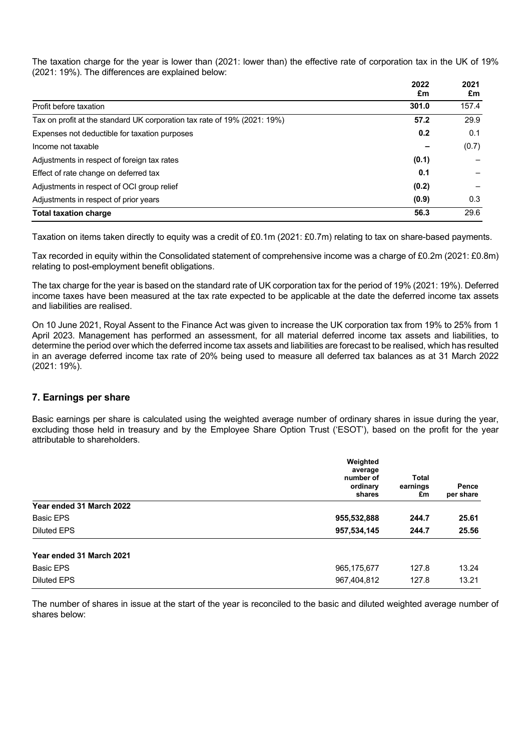The taxation charge for the year is lower than (2021: lower than) the effective rate of corporation tax in the UK of 19% (2021: 19%). The differences are explained below:

| | 2022 £m | 2021 £m |
|---|---|---|
| Profit before taxation | **301.0** | 157.4 |
| Tax on profit at the standard UK corporation tax rate of 19% (2021: 19%) | **57.2** | 29.9 |
| Expenses not deductible for taxation purposes | **0.2** | 0.1 |
| Income not taxable | **–** | (0.7) |
| Adjustments in respect of foreign tax rates | **(0.1)** | – |
| Effect of rate change on deferred tax | **0.1** | – |
| Adjustments in respect of OCI group relief | **(0.2)** | – |
| Adjustments in respect of prior years | **(0.9)** | 0.3 |
| **Total taxation charge** | **56.3** | 29.6 |

Taxation on items taken directly to equity was a credit of £0.1m (2021: £0.7m) relating to tax on share-based payments.

Tax recorded in equity within the Consolidated statement of comprehensive income was a charge of £0.2m (2021: £0.8m) relating to post-employment benefit obligations.

The tax charge for the year is based on the standard rate of UK corporation tax for the period of 19% (2021: 19%). Deferred income taxes have been measured at the tax rate expected to be applicable at the date the deferred income tax assets and liabilities are realised.

On 10 June 2021, Royal Assent to the Finance Act was given to increase the UK corporation tax from 19% to 25% from 1 April 2023. Management has performed an assessment, for all material deferred income tax assets and liabilities, to determine the period over which the deferred income tax assets and liabilities are forecast to be realised, which has resulted in an average deferred income tax rate of 20% being used to measure all deferred tax balances as at 31 March 2022 (2021: 19%).

## 7. Earnings per share

Basic earnings per share is calculated using the weighted average number of ordinary shares in issue during the year, excluding those held in treasury and by the Employee Share Option Trust ('ESOT'), based on the profit for the year attributable to shareholders.

| | Weighted average number of ordinary shares | Total earnings £m | Pence per share |
|---|---|---|---|
| **Year ended 31 March 2022** | | | |
| Basic EPS | **955,532,888** | **244.7** | **25.61** |
| Diluted EPS | **957,534,145** | **244.7** | **25.56** |
| **Year ended 31 March 2021** | | | |
| Basic EPS | 965,175,677 | 127.8 | 13.24 |
| Diluted EPS | 967,404,812 | 127.8 | 13.21 |

The number of shares in issue at the start of the year is reconciled to the basic and diluted weighted average number of shares below: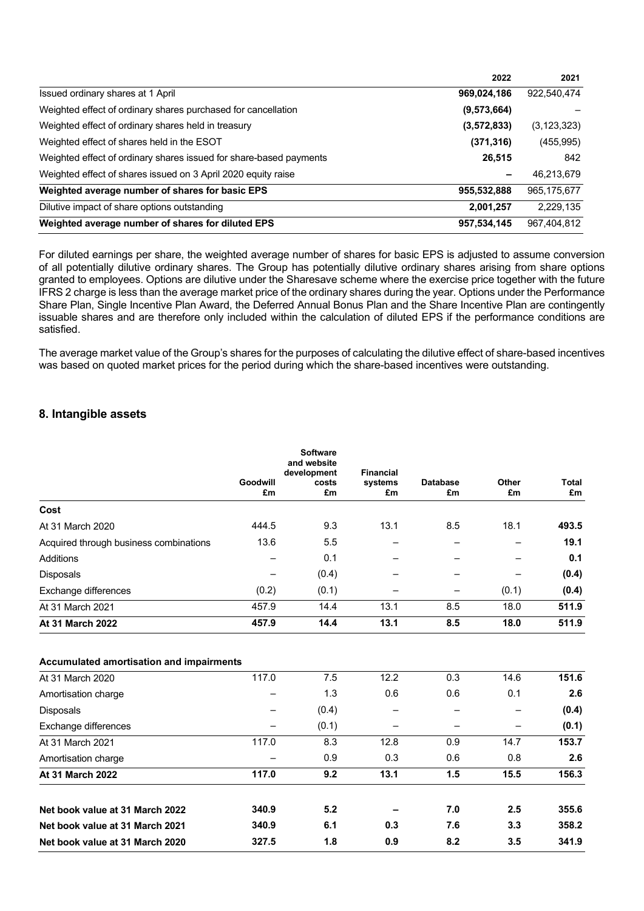| | 2022 | 2021 |
|---|---|---|
| Issued ordinary shares at 1 April | **969,024,186** | 922,540,474 |
| Weighted effect of ordinary shares purchased for cancellation | **(9,573,664)** | – |
| Weighted effect of ordinary shares held in treasury | **(3,572,833)** | (3,123,323) |
| Weighted effect of shares held in the ESOT | **(371,316)** | (455,995) |
| Weighted effect of ordinary shares issued for share-based payments | **26,515** | 842 |
| Weighted effect of shares issued on 3 April 2020 equity raise | **–** | 46,213,679 |
| **Weighted average number of shares for basic EPS** | **955,532,888** | 965,175,677 |
| Dilutive impact of share options outstanding | **2,001,257** | 2,229,135 |
| **Weighted average number of shares for diluted EPS** | **957,534,145** | 967,404,812 |

For diluted earnings per share, the weighted average number of shares for basic EPS is adjusted to assume conversion of all potentially dilutive ordinary shares. The Group has potentially dilutive ordinary shares arising from share options granted to employees. Options are dilutive under the Sharesave scheme where the exercise price together with the future IFRS 2 charge is less than the average market price of the ordinary shares during the year. Options under the Performance Share Plan, Single Incentive Plan Award, the Deferred Annual Bonus Plan and the Share Incentive Plan are contingently issuable shares and are therefore only included within the calculation of diluted EPS if the performance conditions are satisfied.

The average market value of the Group's shares for the purposes of calculating the dilutive effect of share-based incentives was based on quoted market prices for the period during which the share-based incentives were outstanding.

## 8. Intangible assets

| | Goodwill £m | Software and website development costs £m | Financial systems £m | Database £m | Other £m | Total £m |
|---|---|---|---|---|---|---|
| **Cost** | | | | | | |
| At 31 March 2020 | 444.5 | 9.3 | 13.1 | 8.5 | 18.1 | **493.5** |
| Acquired through business combinations | 13.6 | 5.5 | – | – | – | **19.1** |
| Additions | – | 0.1 | – | – | – | **0.1** |
| Disposals | – | (0.4) | – | – | – | **(0.4)** |
| Exchange differences | (0.2) | (0.1) | – | – | (0.1) | **(0.4)** |
| At 31 March 2021 | 457.9 | 14.4 | 13.1 | 8.5 | 18.0 | **511.9** |
| **At 31 March 2022** | **457.9** | **14.4** | **13.1** | **8.5** | **18.0** | **511.9** |
| | | | | | | |
| **Accumulated amortisation and impairments** | | | | | | |
| At 31 March 2020 | 117.0 | 7.5 | 12.2 | 0.3 | 14.6 | **151.6** |
| Amortisation charge | – | 1.3 | 0.6 | 0.6 | 0.1 | **2.6** |
| Disposals | – | (0.4) | – | – | – | **(0.4)** |
| Exchange differences | – | (0.1) | – | – | – | **(0.1)** |
| At 31 March 2021 | 117.0 | 8.3 | 12.8 | 0.9 | 14.7 | **153.7** |
| Amortisation charge | – | 0.9 | 0.3 | 0.6 | 0.8 | **2.6** |
| **At 31 March 2022** | **117.0** | **9.2** | **13.1** | **1.5** | **15.5** | **156.3** |
| | | | | | | |
| **Net book value at 31 March 2022** | **340.9** | **5.2** | **–** | **7.0** | **2.5** | **355.6** |
| **Net book value at 31 March 2021** | **340.9** | **6.1** | **0.3** | **7.6** | **3.3** | **358.2** |
| **Net book value at 31 March 2020** | **327.5** | **1.8** | **0.9** | **8.2** | **3.5** | **341.9** |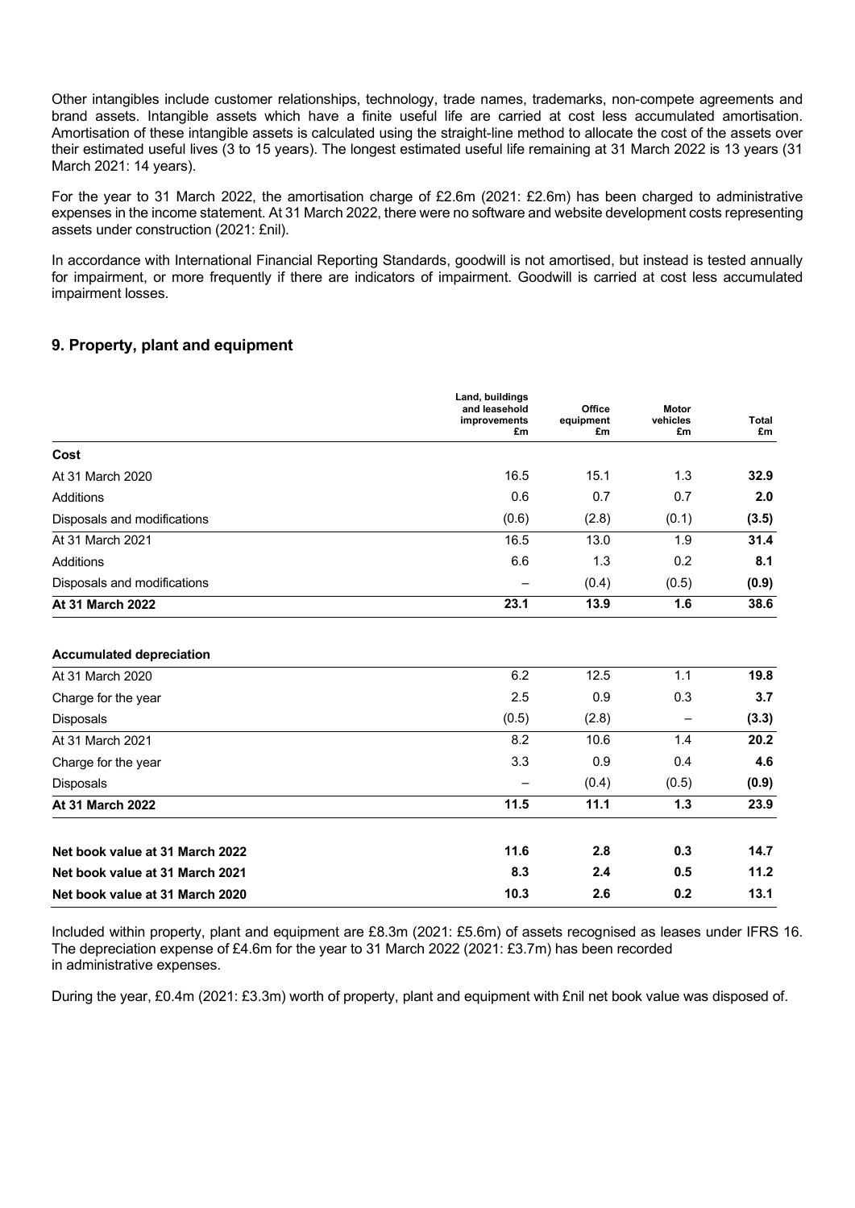Other intangibles include customer relationships, technology, trade names, trademarks, non-compete agreements and brand assets. Intangible assets which have a finite useful life are carried at cost less accumulated amortisation. Amortisation of these intangible assets is calculated using the straight-line method to allocate the cost of the assets over their estimated useful lives (3 to 15 years). The longest estimated useful life remaining at 31 March 2022 is 13 years (31 March 2021: 14 years).

For the year to 31 March 2022, the amortisation charge of £2.6m (2021: £2.6m) has been charged to administrative expenses in the income statement. At 31 March 2022, there were no software and website development costs representing assets under construction (2021: £nil).

In accordance with International Financial Reporting Standards, goodwill is not amortised, but instead is tested annually for impairment, or more frequently if there are indicators of impairment. Goodwill is carried at cost less accumulated impairment losses.

## 9. Property, plant and equipment

| | Land, buildings and leasehold improvements £m | Office equipment £m | Motor vehicles £m | Total £m |
|---|---|---|---|---|
| **Cost** | | | | |
| At 31 March 2020 | 16.5 | 15.1 | 1.3 | **32.9** |
| Additions | 0.6 | 0.7 | 0.7 | **2.0** |
| Disposals and modifications | (0.6) | (2.8) | (0.1) | **(3.5)** |
| At 31 March 2021 | 16.5 | 13.0 | 1.9 | **31.4** |
| Additions | 6.6 | 1.3 | 0.2 | **8.1** |
| Disposals and modifications | – | (0.4) | (0.5) | **(0.9)** |
| **At 31 March 2022** | **23.1** | **13.9** | **1.6** | **38.6** |
| | | | | |
| **Accumulated depreciation** | | | | |
| At 31 March 2020 | 6.2 | 12.5 | 1.1 | **19.8** |
| Charge for the year | 2.5 | 0.9 | 0.3 | **3.7** |
| Disposals | (0.5) | (2.8) | – | **(3.3)** |
| At 31 March 2021 | 8.2 | 10.6 | 1.4 | **20.2** |
| Charge for the year | 3.3 | 0.9 | 0.4 | **4.6** |
| Disposals | – | (0.4) | (0.5) | **(0.9)** |
| **At 31 March 2022** | **11.5** | **11.1** | **1.3** | **23.9** |
| | | | | |
| **Net book value at 31 March 2022** | **11.6** | **2.8** | **0.3** | **14.7** |
| **Net book value at 31 March 2021** | **8.3** | **2.4** | **0.5** | **11.2** |
| **Net book value at 31 March 2020** | **10.3** | **2.6** | **0.2** | **13.1** |

Included within property, plant and equipment are £8.3m (2021: £5.6m) of assets recognised as leases under IFRS 16. The depreciation expense of £4.6m for the year to 31 March 2022 (2021: £3.7m) has been recorded in administrative expenses.

During the year, £0.4m (2021: £3.3m) worth of property, plant and equipment with £nil net book value was disposed of.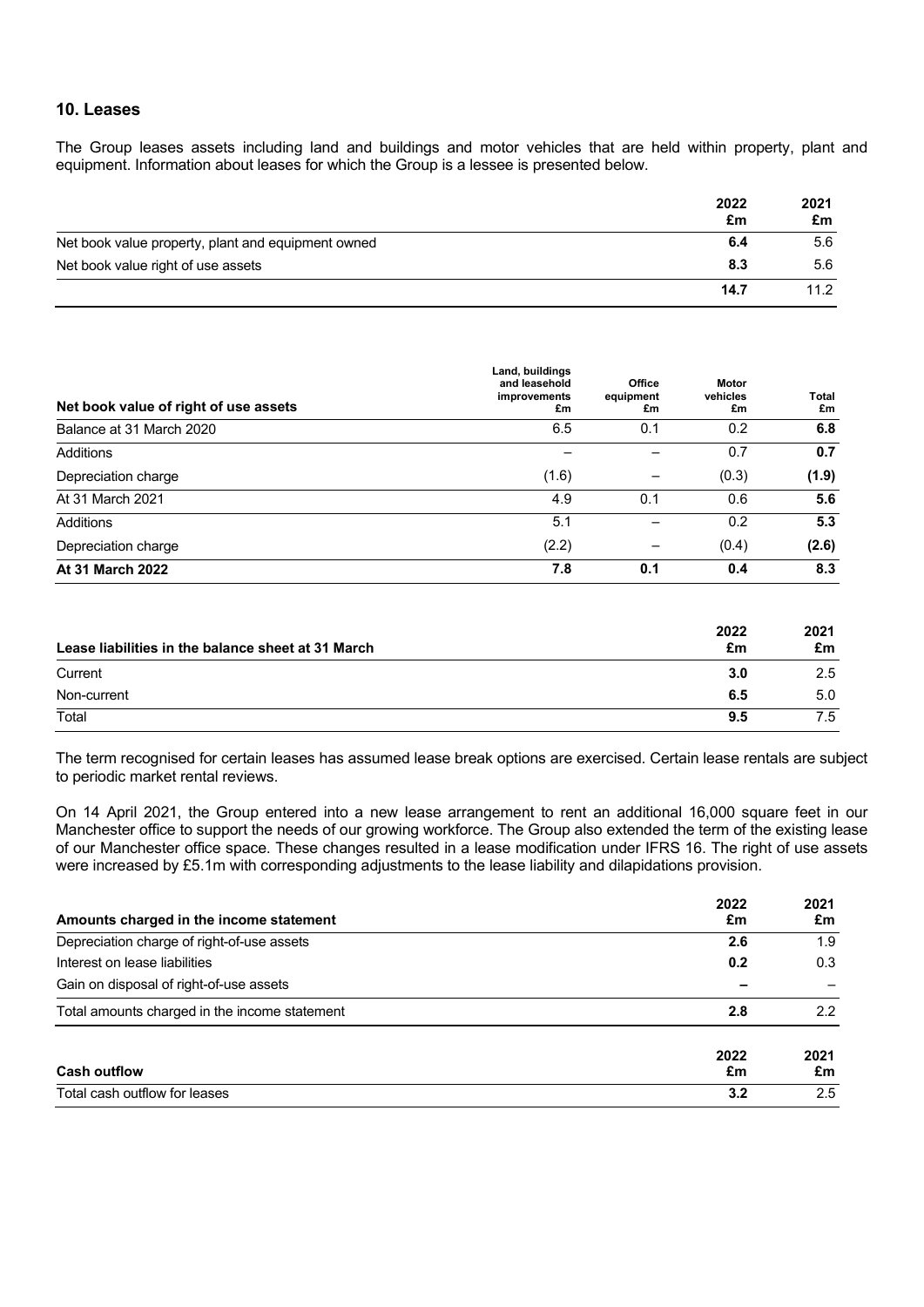## 10. Leases

The Group leases assets including land and buildings and motor vehicles that are held within property, plant and equipment. Information about leases for which the Group is a lessee is presented below.

| | 2022 £m | 2021 £m |
|---|---|---|
| Net book value property, plant and equipment owned | **6.4** | 5.6 |
| Net book value right of use assets | **8.3** | 5.6 |
| | **14.7** | 11.2 |

| Net book value of right of use assets | Land, buildings and leasehold improvements £m | Office equipment £m | Motor vehicles £m | Total £m |
|---|---|---|---|---|
| Balance at 31 March 2020 | 6.5 | 0.1 | 0.2 | **6.8** |
| Additions | – | – | 0.7 | **0.7** |
| Depreciation charge | (1.6) | – | (0.3) | **(1.9)** |
| At 31 March 2021 | 4.9 | 0.1 | 0.6 | **5.6** |
| Additions | 5.1 | – | 0.2 | **5.3** |
| Depreciation charge | (2.2) | – | (0.4) | **(2.6)** |
| **At 31 March 2022** | **7.8** | **0.1** | **0.4** | **8.3** |

| Lease liabilities in the balance sheet at 31 March | 2022 £m | 2021 £m |
|---|---|---|
| Current | **3.0** | 2.5 |
| Non-current | **6.5** | 5.0 |
| Total | **9.5** | 7.5 |

The term recognised for certain leases has assumed lease break options are exercised. Certain lease rentals are subject to periodic market rental reviews.

On 14 April 2021, the Group entered into a new lease arrangement to rent an additional 16,000 square feet in our Manchester office to support the needs of our growing workforce. The Group also extended the term of the existing lease of our Manchester office space. These changes resulted in a lease modification under IFRS 16. The right of use assets were increased by £5.1m with corresponding adjustments to the lease liability and dilapidations provision.

| Amounts charged in the income statement | 2022 £m | 2021 £m |
|---|---|---|
| Depreciation charge of right-of-use assets | **2.6** | 1.9 |
| Interest on lease liabilities | **0.2** | 0.3 |
| Gain on disposal of right-of-use assets | **–** | – |
| Total amounts charged in the income statement | **2.8** | 2.2 |

| Cash outflow | 2022 £m | 2021 £m |
|---|---|---|
| Total cash outflow for leases | **3.2** | 2.5 |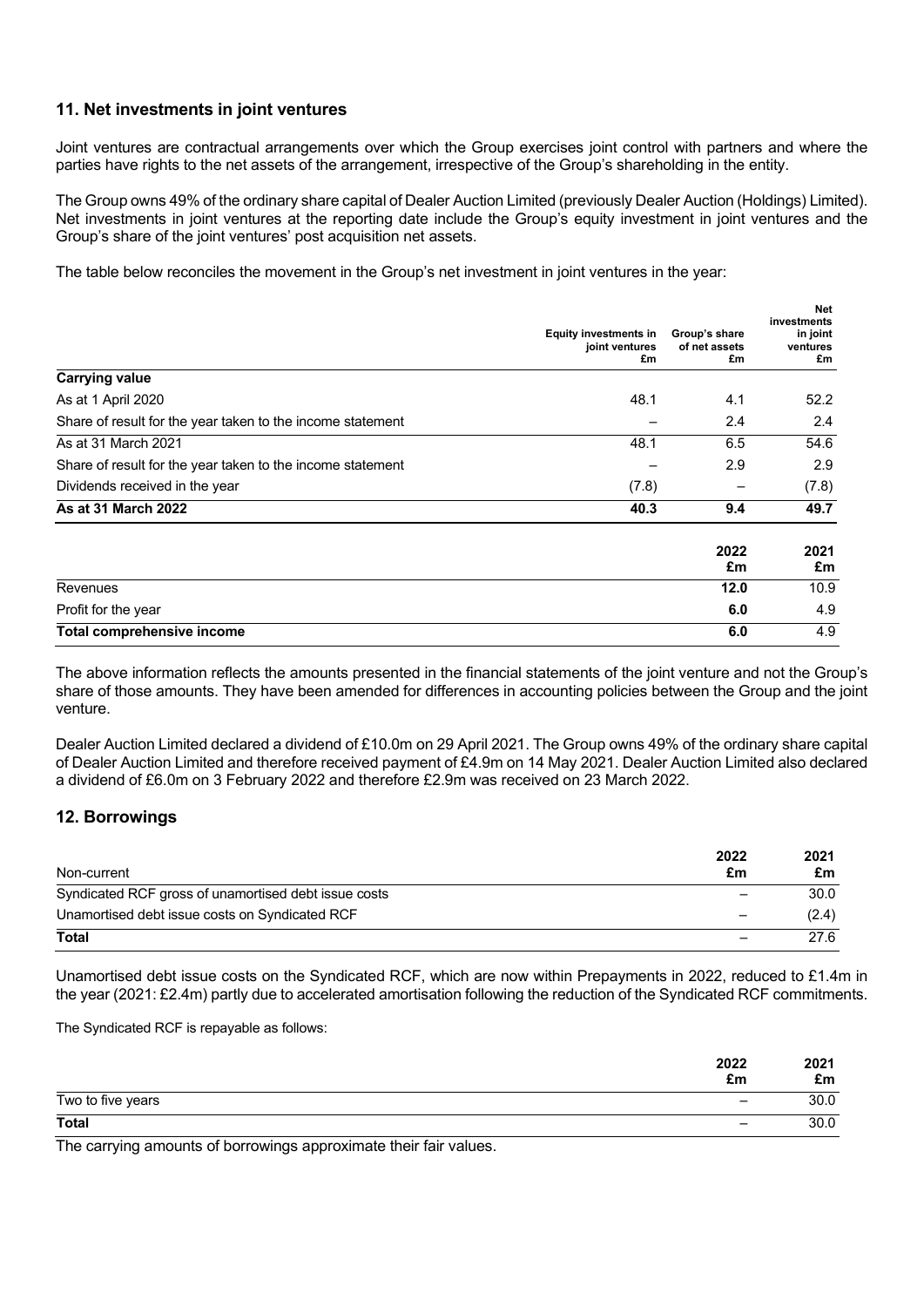## 11. Net investments in joint ventures

Joint ventures are contractual arrangements over which the Group exercises joint control with partners and where the parties have rights to the net assets of the arrangement, irrespective of the Group's shareholding in the entity.

The Group owns 49% of the ordinary share capital of Dealer Auction Limited (previously Dealer Auction (Holdings) Limited). Net investments in joint ventures at the reporting date include the Group's equity investment in joint ventures and the Group's share of the joint ventures' post acquisition net assets.

The table below reconciles the movement in the Group's net investment in joint ventures in the year:

| | Equity investments in joint ventures £m | Group's share of net assets £m | Net investments in joint ventures £m |
|---|---|---|---|
| **Carrying value** | | | |
| As at 1 April 2020 | 48.1 | 4.1 | 52.2 |
| Share of result for the year taken to the income statement | – | 2.4 | 2.4 |
| As at 31 March 2021 | 48.1 | 6.5 | 54.6 |
| Share of result for the year taken to the income statement | – | 2.9 | 2.9 |
| Dividends received in the year | (7.8) | – | (7.8) |
| **As at 31 March 2022** | **40.3** | **9.4** | **49.7** |

| | 2022 £m | 2021 £m |
|---|---|---|
| Revenues | **12.0** | 10.9 |
| Profit for the year | **6.0** | 4.9 |
| **Total comprehensive income** | **6.0** | 4.9 |

The above information reflects the amounts presented in the financial statements of the joint venture and not the Group's share of those amounts. They have been amended for differences in accounting policies between the Group and the joint venture.

Dealer Auction Limited declared a dividend of £10.0m on 29 April 2021. The Group owns 49% of the ordinary share capital of Dealer Auction Limited and therefore received payment of £4.9m on 14 May 2021. Dealer Auction Limited also declared a dividend of £6.0m on 3 February 2022 and therefore £2.9m was received on 23 March 2022.

## 12. Borrowings

| Non-current | 2022 £m | 2021 £m |
|---|---|---|
| Syndicated RCF gross of unamortised debt issue costs | – | 30.0 |
| Unamortised debt issue costs on Syndicated RCF | – | (2.4) |
| **Total** | – | 27.6 |

Unamortised debt issue costs on the Syndicated RCF, which are now within Prepayments in 2022, reduced to £1.4m in the year (2021: £2.4m) partly due to accelerated amortisation following the reduction of the Syndicated RCF commitments.

The Syndicated RCF is repayable as follows:

| | 2022 £m | 2021 £m |
|---|---|---|
| Two to five years | – | 30.0 |
| **Total** | – | 30.0 |

The carrying amounts of borrowings approximate their fair values.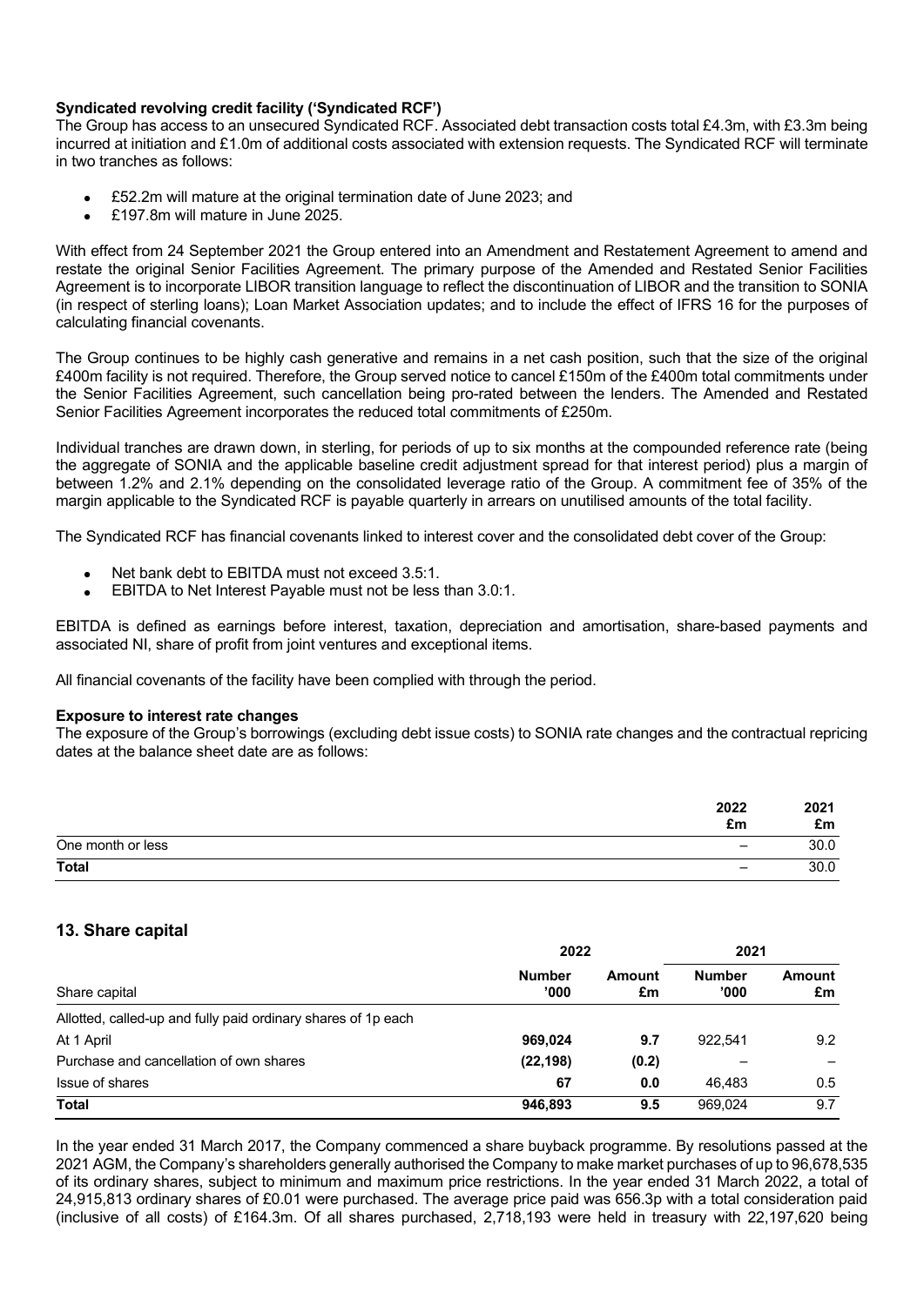**Syndicated revolving credit facility ('Syndicated RCF')**

The Group has access to an unsecured Syndicated RCF. Associated debt transaction costs total £4.3m, with £3.3m being incurred at initiation and £1.0m of additional costs associated with extension requests. The Syndicated RCF will terminate in two tranches as follows:

- £52.2m will mature at the original termination date of June 2023; and
- £197.8m will mature in June 2025.

With effect from 24 September 2021 the Group entered into an Amendment and Restatement Agreement to amend and restate the original Senior Facilities Agreement. The primary purpose of the Amended and Restated Senior Facilities Agreement is to incorporate LIBOR transition language to reflect the discontinuation of LIBOR and the transition to SONIA (in respect of sterling loans); Loan Market Association updates; and to include the effect of IFRS 16 for the purposes of calculating financial covenants.

The Group continues to be highly cash generative and remains in a net cash position, such that the size of the original £400m facility is not required. Therefore, the Group served notice to cancel £150m of the £400m total commitments under the Senior Facilities Agreement, such cancellation being pro-rated between the lenders. The Amended and Restated Senior Facilities Agreement incorporates the reduced total commitments of £250m.

Individual tranches are drawn down, in sterling, for periods of up to six months at the compounded reference rate (being the aggregate of SONIA and the applicable baseline credit adjustment spread for that interest period) plus a margin of between 1.2% and 2.1% depending on the consolidated leverage ratio of the Group. A commitment fee of 35% of the margin applicable to the Syndicated RCF is payable quarterly in arrears on unutilised amounts of the total facility.

The Syndicated RCF has financial covenants linked to interest cover and the consolidated debt cover of the Group:

- Net bank debt to EBITDA must not exceed 3.5:1.
- EBITDA to Net Interest Payable must not be less than 3.0:1.

EBITDA is defined as earnings before interest, taxation, depreciation and amortisation, share-based payments and associated NI, share of profit from joint ventures and exceptional items.

All financial covenants of the facility have been complied with through the period.

**Exposure to interest rate changes**

The exposure of the Group's borrowings (excluding debt issue costs) to SONIA rate changes and the contractual repricing dates at the balance sheet date are as follows:

| | 2022 £m | 2021 £m |
|---|---|---|
| One month or less | – | 30.0 |
| **Total** | – | 30.0 |

## 13. Share capital

| | 2022 | | 2021 | |
|---|---|---|---|---|
| Share capital | Number '000 | Amount £m | Number '000 | Amount £m |
| Allotted, called-up and fully paid ordinary shares of 1p each | | | | |
| At 1 April | **969,024** | **9.7** | 922,541 | 9.2 |
| Purchase and cancellation of own shares | **(22,198)** | **(0.2)** | – | – |
| Issue of shares | **67** | **0.0** | 46,483 | 0.5 |
| **Total** | **946,893** | **9.5** | 969,024 | 9.7 |

In the year ended 31 March 2017, the Company commenced a share buyback programme. By resolutions passed at the 2021 AGM, the Company's shareholders generally authorised the Company to make market purchases of up to 96,678,535 of its ordinary shares, subject to minimum and maximum price restrictions. In the year ended 31 March 2022, a total of 24,915,813 ordinary shares of £0.01 were purchased. The average price paid was 656.3p with a total consideration paid (inclusive of all costs) of £164.3m. Of all shares purchased, 2,718,193 were held in treasury with 22,197,620 being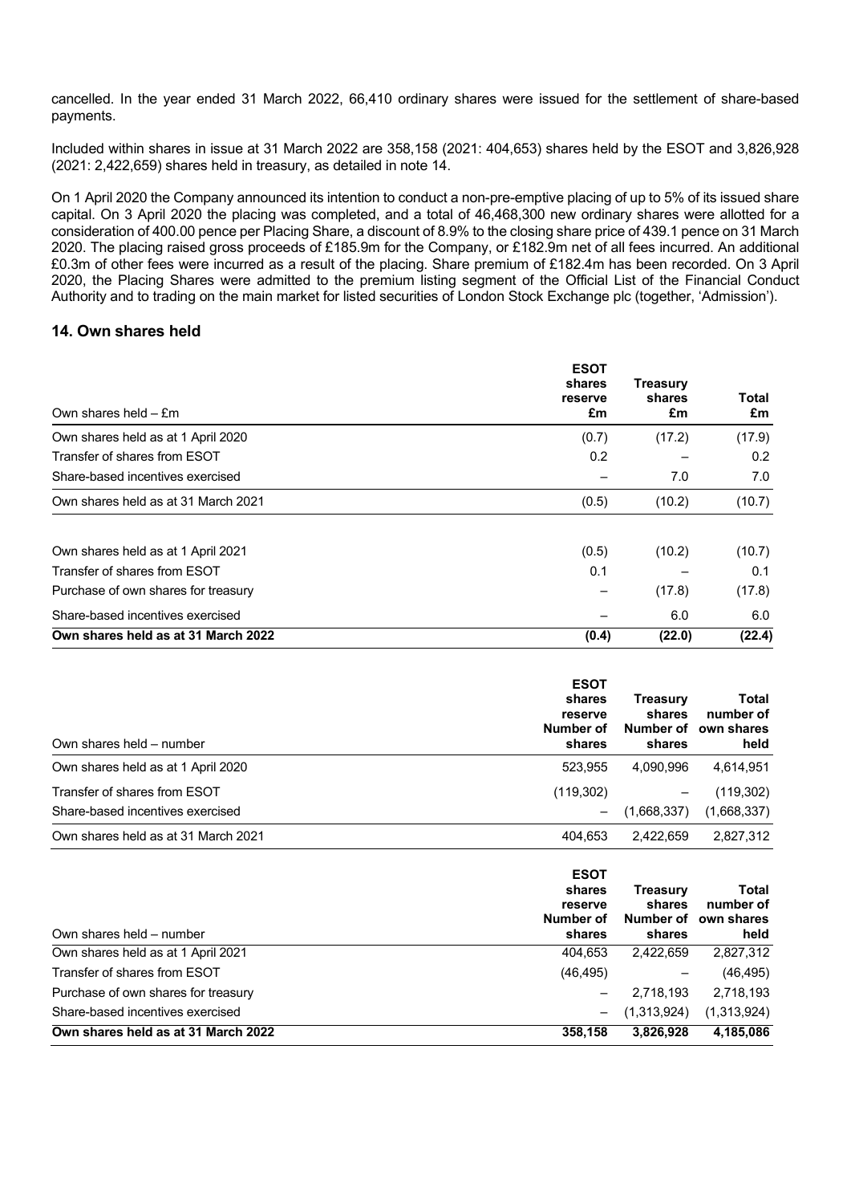cancelled. In the year ended 31 March 2022, 66,410 ordinary shares were issued for the settlement of share-based payments.

Included within shares in issue at 31 March 2022 are 358,158 (2021: 404,653) shares held by the ESOT and 3,826,928 (2021: 2,422,659) shares held in treasury, as detailed in note 14.

On 1 April 2020 the Company announced its intention to conduct a non-pre-emptive placing of up to 5% of its issued share capital. On 3 April 2020 the placing was completed, and a total of 46,468,300 new ordinary shares were allotted for a consideration of 400.00 pence per Placing Share, a discount of 8.9% to the closing share price of 439.1 pence on 31 March 2020. The placing raised gross proceeds of £185.9m for the Company, or £182.9m net of all fees incurred. An additional £0.3m of other fees were incurred as a result of the placing. Share premium of £182.4m has been recorded. On 3 April 2020, the Placing Shares were admitted to the premium listing segment of the Official List of the Financial Conduct Authority and to trading on the main market for listed securities of London Stock Exchange plc (together, 'Admission').

## 14. Own shares held

| Own shares held – £m | ESOT shares reserve £m | Treasury shares £m | Total £m |
|---|---|---|---|
| Own shares held as at 1 April 2020 | (0.7) | (17.2) | (17.9) |
| Transfer of shares from ESOT | 0.2 | – | 0.2 |
| Share-based incentives exercised | – | 7.0 | 7.0 |
| Own shares held as at 31 March 2021 | (0.5) | (10.2) | (10.7) |
| | | | |
| Own shares held as at 1 April 2021 | (0.5) | (10.2) | (10.7) |
| Transfer of shares from ESOT | 0.1 | – | 0.1 |
| Purchase of own shares for treasury | – | (17.8) | (17.8) |
| Share-based incentives exercised | – | 6.0 | 6.0 |
| **Own shares held as at 31 March 2022** | **(0.4)** | **(22.0)** | **(22.4)** |

| Own shares held – number | ESOT shares reserve Number of shares | Treasury shares Number of shares | Total number of own shares held |
|---|---|---|---|
| Own shares held as at 1 April 2020 | 523,955 | 4,090,996 | 4,614,951 |
| Transfer of shares from ESOT | (119,302) | – | (119,302) |
| Share-based incentives exercised | – | (1,668,337) | (1,668,337) |
| Own shares held as at 31 March 2021 | 404,653 | 2,422,659 | 2,827,312 |

| Own shares held – number | ESOT shares reserve Number of shares | Treasury shares Number of shares | Total number of own shares held |
|---|---|---|---|
| Own shares held as at 1 April 2021 | 404,653 | 2,422,659 | 2,827,312 |
| Transfer of shares from ESOT | (46,495) | – | (46,495) |
| Purchase of own shares for treasury | – | 2,718,193 | 2,718,193 |
| Share-based incentives exercised | – | (1,313,924) | (1,313,924) |
| **Own shares held as at 31 March 2022** | **358,158** | **3,826,928** | **4,185,086** |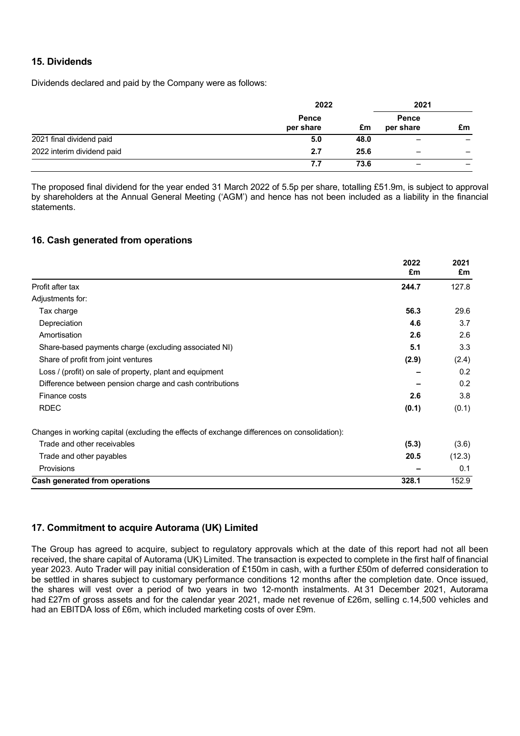## 15. Dividends

Dividends declared and paid by the Company were as follows:

| | 2022 | | 2021 | |
|---|---|---|---|---|
| | Pence per share | £m | Pence per share | £m |
| 2021 final dividend paid | **5.0** | **48.0** | – | – |
| 2022 interim dividend paid | **2.7** | **25.6** | – | – |
| | **7.7** | **73.6** | – | – |

The proposed final dividend for the year ended 31 March 2022 of 5.5p per share, totalling £51.9m, is subject to approval by shareholders at the Annual General Meeting ('AGM') and hence has not been included as a liability in the financial statements.

## 16. Cash generated from operations

| | 2022 £m | 2021 £m |
|---|---|---|
| Profit after tax | **244.7** | 127.8 |
| Adjustments for: | | |
| Tax charge | **56.3** | 29.6 |
| Depreciation | **4.6** | 3.7 |
| Amortisation | **2.6** | 2.6 |
| Share-based payments charge (excluding associated NI) | **5.1** | 3.3 |
| Share of profit from joint ventures | **(2.9)** | (2.4) |
| Loss / (profit) on sale of property, plant and equipment | **–** | 0.2 |
| Difference between pension charge and cash contributions | **–** | 0.2 |
| Finance costs | **2.6** | 3.8 |
| RDEC | **(0.1)** | (0.1) |
| Changes in working capital (excluding the effects of exchange differences on consolidation): | | |
| Trade and other receivables | **(5.3)** | (3.6) |
| Trade and other payables | **20.5** | (12.3) |
| Provisions | **–** | 0.1 |
| **Cash generated from operations** | **328.1** | 152.9 |

## 17. Commitment to acquire Autorama (UK) Limited

The Group has agreed to acquire, subject to regulatory approvals which at the date of this report had not all been received, the share capital of Autorama (UK) Limited. The transaction is expected to complete in the first half of financial year 2023. Auto Trader will pay initial consideration of £150m in cash, with a further £50m of deferred consideration to be settled in shares subject to customary performance conditions 12 months after the completion date. Once issued, the shares will vest over a period of two years in two 12-month instalments. At 31 December 2021, Autorama had £27m of gross assets and for the calendar year 2021, made net revenue of £26m, selling c.14,500 vehicles and had an EBITDA loss of £6m, which included marketing costs of over £9m.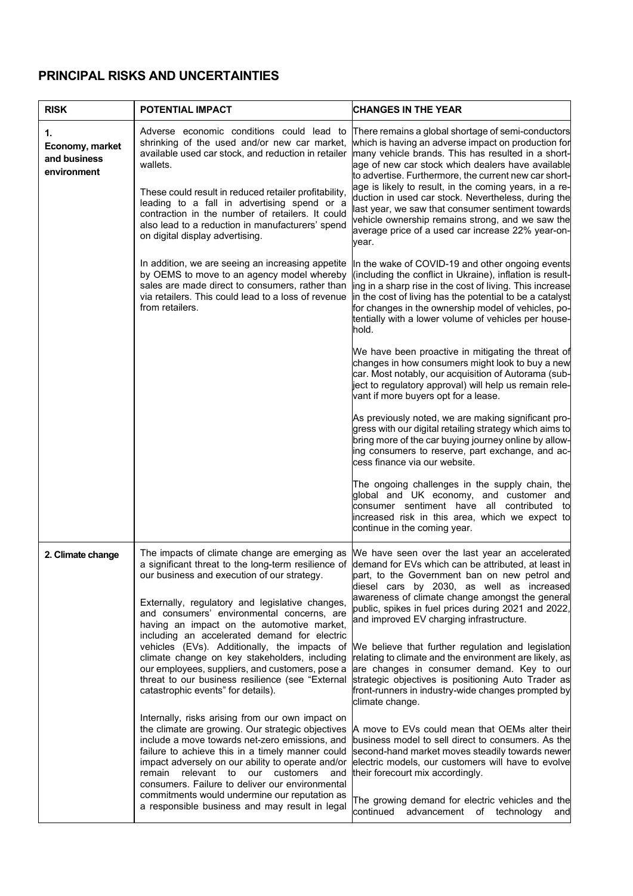## PRINCIPAL RISKS AND UNCERTAINTIES

| RISK | POTENTIAL IMPACT | CHANGES IN THE YEAR |
|---|---|---|
| **1. Economy, market and business environment** | Adverse economic conditions could lead to shrinking of the used and/or new car market, available used car stock, and reduction in retailer wallets.<br><br>These could result in reduced retailer profitability, leading to a fall in advertising spend or a contraction in the number of retailers. It could also lead to a reduction in manufacturers' spend on digital display advertising.<br><br>In addition, we are seeing an increasing appetite by OEMS to move to an agency model whereby sales are made direct to consumers, rather than via retailers. This could lead to a loss of revenue from retailers. | There remains a global shortage of semi-conductors which is having an adverse impact on production for many vehicle brands. This has resulted in a shortage of new car stock which dealers have available to advertise. Furthermore, the current new car shortage is likely to result, in the coming years, in a reduction in used car stock. Nevertheless, during the last year, we saw that consumer sentiment towards vehicle ownership remains strong, and we saw the average price of a used car increase 22% year-on-year.<br><br>In the wake of COVID-19 and other ongoing events (including the conflict in Ukraine), inflation is resulting in a sharp rise in the cost of living. This increase in the cost of living has the potential to be a catalyst for changes in the ownership model of vehicles, potentially with a lower volume of vehicles per household.<br><br>We have been proactive in mitigating the threat of changes in how consumers might look to buy a new car. Most notably, our acquisition of Autorama (subject to regulatory approval) will help us remain relevant if more buyers opt for a lease.<br><br>As previously noted, we are making significant progress with our digital retailing strategy which aims to bring more of the car buying journey online by allowing consumers to reserve, part exchange, and access finance via our website.<br><br>The ongoing challenges in the supply chain, the global and UK economy, and customer and consumer sentiment have all contributed to increased risk in this area, which we expect to continue in the coming year. |
| **2. Climate change** | The impacts of climate change are emerging as a significant threat to the long-term resilience of our business and execution of our strategy.<br><br>Externally, regulatory and legislative changes, and consumers' environmental concerns, are having an impact on the automotive market, including an accelerated demand for electric vehicles (EVs). Additionally, the impacts of climate change on key stakeholders, including our employees, suppliers, and customers, pose a threat to our business resilience (see "External catastrophic events" for details).<br><br>Internally, risks arising from our own impact on the climate are growing. Our strategic objectives include a move towards net-zero emissions, and failure to achieve this in a timely manner could impact adversely on our ability to operate and/or remain relevant to our customers and consumers. Failure to deliver our environmental commitments would undermine our reputation as a responsible business and may result in legal | We have seen over the last year an accelerated demand for EVs which can be attributed, at least in part, to the Government ban on new petrol and diesel cars by 2030, as well as increased awareness of climate change amongst the general public, spikes in fuel prices during 2021 and 2022, and improved EV charging infrastructure.<br><br>We believe that further regulation and legislation relating to climate and the environment are likely, as are changes in consumer demand. Key to our strategic objectives is positioning Auto Trader as front-runners in industry-wide changes prompted by climate change.<br><br>A move to EVs could mean that OEMs alter their business model to sell direct to consumers. As the second-hand market moves steadily towards newer electric models, our customers will have to evolve their forecourt mix accordingly.<br><br>The growing demand for electric vehicles and the continued advancement of technology and |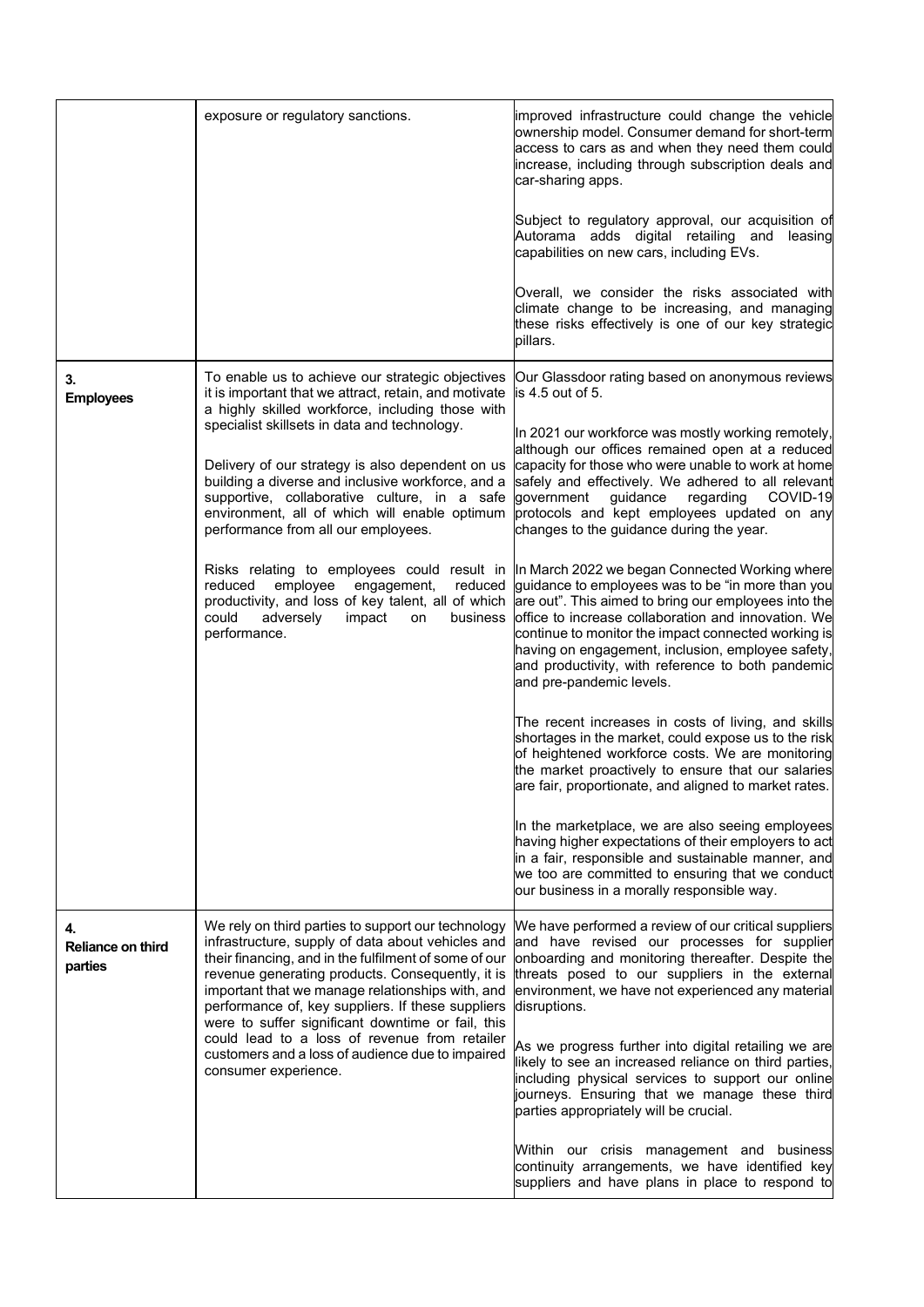| | | |
|---|---|---|
| | exposure or regulatory sanctions. | improved infrastructure could change the vehicle ownership model. Consumer demand for short-term access to cars as and when they need them could increase, including through subscription deals and car-sharing apps.<br><br>Subject to regulatory approval, our acquisition of Autorama adds digital retailing and leasing capabilities on new cars, including EVs.<br><br>Overall, we consider the risks associated with climate change to be increasing, and managing these risks effectively is one of our key strategic pillars. |
| **3. Employees** | To enable us to achieve our strategic objectives it is important that we attract, retain, and motivate a highly skilled workforce, including those with specialist skillsets in data and technology.<br><br>Delivery of our strategy is also dependent on us building a diverse and inclusive workforce, and a supportive, collaborative culture, in a safe environment, all of which will enable optimum performance from all our employees.<br><br>Risks relating to employees could result in reduced employee engagement, reduced productivity, and loss of key talent, all of which could adversely impact on business performance. | Our Glassdoor rating based on anonymous reviews is 4.5 out of 5.<br><br>In 2021 our workforce was mostly working remotely, although our offices remained open at a reduced capacity for those who were unable to work at home safely and effectively. We adhered to all relevant government guidance regarding COVID-19 protocols and kept employees updated on any changes to the guidance during the year.<br><br>In March 2022 we began Connected Working where guidance to employees was to be "in more than you are out". This aimed to bring our employees into the office to increase collaboration and innovation. We continue to monitor the impact connected working is having on engagement, inclusion, employee safety, and productivity, with reference to both pandemic and pre-pandemic levels.<br><br>The recent increases in costs of living, and skills shortages in the market, could expose us to the risk of heightened workforce costs. We are monitoring the market proactively to ensure that our salaries are fair, proportionate, and aligned to market rates.<br><br>In the marketplace, we are also seeing employees having higher expectations of their employers to act in a fair, responsible and sustainable manner, and we too are committed to ensuring that we conduct our business in a morally responsible way. |
| **4. Reliance on third parties** | We rely on third parties to support our technology infrastructure, supply of data about vehicles and their financing, and in the fulfilment of some of our revenue generating products. Consequently, it is important that we manage relationships with, and performance of, key suppliers. If these suppliers were to suffer significant downtime or fail, this could lead to a loss of revenue from retailer customers and a loss of audience due to impaired consumer experience. | We have performed a review of our critical suppliers and have revised our processes for supplier onboarding and monitoring thereafter. Despite the threats posed to our suppliers in the external environment, we have not experienced any material disruptions.<br><br>As we progress further into digital retailing we are likely to see an increased reliance on third parties, including physical services to support our online journeys. Ensuring that we manage these third parties appropriately will be crucial.<br><br>Within our crisis management and business continuity arrangements, we have identified key suppliers and have plans in place to respond to |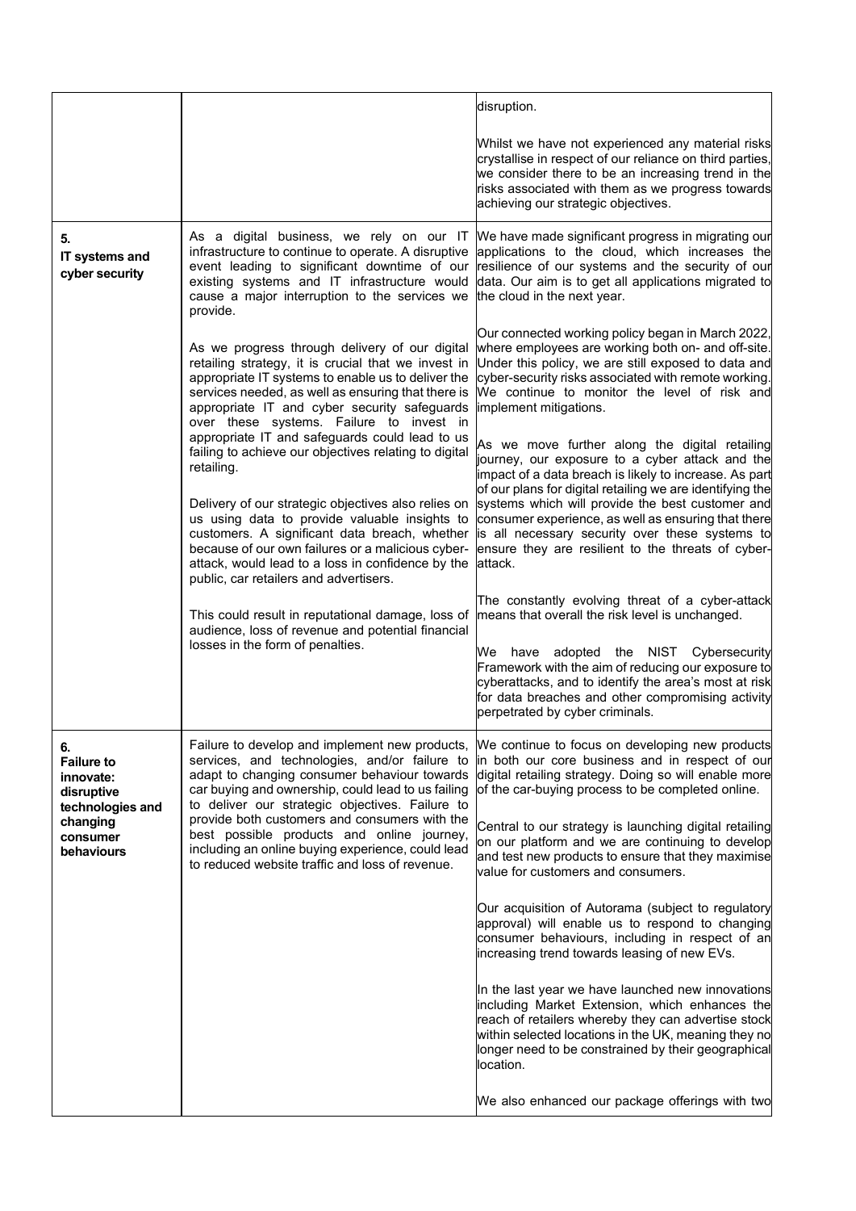| | | |
|---|---|---|
| | | disruption.<br><br>Whilst we have not experienced any material risks crystallise in respect of our reliance on third parties, we consider there to be an increasing trend in the risks associated with them as we progress towards achieving our strategic objectives. |
| **5.**<br>**IT systems and cyber security** | As a digital business, we rely on our IT infrastructure to continue to operate. A disruptive event leading to significant downtime of our existing systems and IT infrastructure would cause a major interruption to the services we provide.<br><br>As we progress through delivery of our digital retailing strategy, it is crucial that we invest in appropriate IT systems to enable us to deliver the services needed, as well as ensuring that there is appropriate IT and cyber security safeguards over these systems. Failure to invest in appropriate IT and safeguards could lead to us failing to achieve our objectives relating to digital retailing.<br><br>Delivery of our strategic objectives also relies on us using data to provide valuable insights to customers. A significant data breach, whether because of our own failures or a malicious cyber-attack, would lead to a loss in confidence by the public, car retailers and advertisers.<br><br>This could result in reputational damage, loss of audience, loss of revenue and potential financial losses in the form of penalties. | We have made significant progress in migrating our applications to the cloud, which increases the resilience of our systems and the security of our data. Our aim is to get all applications migrated to the cloud in the next year.<br><br>Our connected working policy began in March 2022, where employees are working both on- and off-site. Under this policy, we are still exposed to data and cyber-security risks associated with remote working. We continue to monitor the level of risk and implement mitigations.<br><br>As we move further along the digital retailing journey, our exposure to a cyber attack and the impact of a data breach is likely to increase. As part of our plans for digital retailing we are identifying the systems which will provide the best customer and consumer experience, as well as ensuring that there is all necessary security over these systems to ensure they are resilient to the threats of cyber-attack.<br><br>The constantly evolving threat of a cyber-attack means that overall the risk level is unchanged.<br><br>We have adopted the NIST Cybersecurity Framework with the aim of reducing our exposure to cyberattacks, and to identify the area's most at risk for data breaches and other compromising activity perpetrated by cyber criminals. |
| **6.**<br>**Failure to innovate: disruptive technologies and changing consumer behaviours** | Failure to develop and implement new products, services, and technologies, and/or failure to adapt to changing consumer behaviour towards car buying and ownership, could lead to us failing to deliver our strategic objectives. Failure to provide both customers and consumers with the best possible products and online journey, including an online buying experience, could lead to reduced website traffic and loss of revenue. | We continue to focus on developing new products in both our core business and in respect of our digital retailing strategy. Doing so will enable more of the car-buying process to be completed online.<br><br>Central to our strategy is launching digital retailing on our platform and we are continuing to develop and test new products to ensure that they maximise value for customers and consumers.<br><br>Our acquisition of Autorama (subject to regulatory approval) will enable us to respond to changing consumer behaviours, including in respect of an increasing trend towards leasing of new EVs.<br><br>In the last year we have launched new innovations including Market Extension, which enhances the reach of retailers whereby they can advertise stock within selected locations in the UK, meaning they no longer need to be constrained by their geographical location.<br><br>We also enhanced our package offerings with two |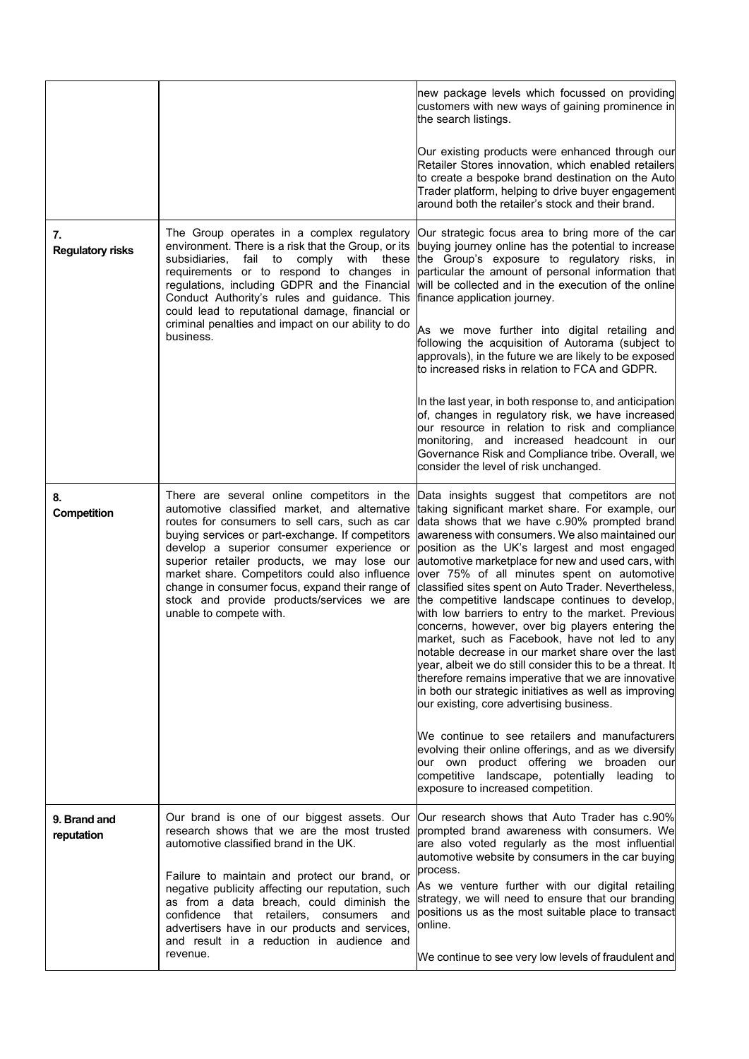| | | |
|---|---|---|
| | | new package levels which focussed on providing customers with new ways of gaining prominence in the search listings.<br><br>Our existing products were enhanced through our Retailer Stores innovation, which enabled retailers to create a bespoke brand destination on the Auto Trader platform, helping to drive buyer engagement around both the retailer's stock and their brand. |
| **7. Regulatory risks** | The Group operates in a complex regulatory environment. There is a risk that the Group, or its subsidiaries, fail to comply with these requirements or to respond to changes in regulations, including GDPR and the Financial Conduct Authority's rules and guidance. This could lead to reputational damage, financial or criminal penalties and impact on our ability to do business. | Our strategic focus area to bring more of the car buying journey online has the potential to increase the Group's exposure to regulatory risks, in particular the amount of personal information that will be collected and in the execution of the online finance application journey.<br><br>As we move further into digital retailing and following the acquisition of Autorama (subject to approvals), in the future we are likely to be exposed to increased risks in relation to FCA and GDPR.<br><br>In the last year, in both response to, and anticipation of, changes in regulatory risk, we have increased our resource in relation to risk and compliance monitoring, and increased headcount in our Governance Risk and Compliance tribe. Overall, we consider the level of risk unchanged. |
| **8. Competition** | There are several online competitors in the automotive classified market, and alternative routes for consumers to sell cars, such as car buying services or part-exchange. If competitors develop a superior consumer experience or superior retailer products, we may lose our market share. Competitors could also influence change in consumer focus, expand their range of stock and provide products/services we are unable to compete with. | Data insights suggest that competitors are not taking significant market share. For example, our data shows that we have c.90% prompted brand awareness with consumers. We also maintained our position as the UK's largest and most engaged automotive marketplace for new and used cars, with over 75% of all minutes spent on automotive classified sites spent on Auto Trader. Nevertheless, the competitive landscape continues to develop, with low barriers to entry to the market. Previous concerns, however, over big players entering the market, such as Facebook, have not led to any notable decrease in our market share over the last year, albeit we do still consider this to be a threat. It therefore remains imperative that we are innovative in both our strategic initiatives as well as improving our existing, core advertising business.<br><br>We continue to see retailers and manufacturers evolving their online offerings, and as we diversify our own product offering we broaden our competitive landscape, potentially leading to exposure to increased competition. |
| **9. Brand and reputation** | Our brand is one of our biggest assets. Our research shows that we are the most trusted automotive classified brand in the UK.<br><br>Failure to maintain and protect our brand, or negative publicity affecting our reputation, such as from a data breach, could diminish the confidence that retailers, consumers and advertisers have in our products and services, and result in a reduction in audience and revenue. | Our research shows that Auto Trader has c.90% prompted brand awareness with consumers. We are also voted regularly as the most influential automotive website by consumers in the car buying process.<br><br>As we venture further with our digital retailing strategy, we will need to ensure that our branding positions us as the most suitable place to transact online.<br><br>We continue to see very low levels of fraudulent and |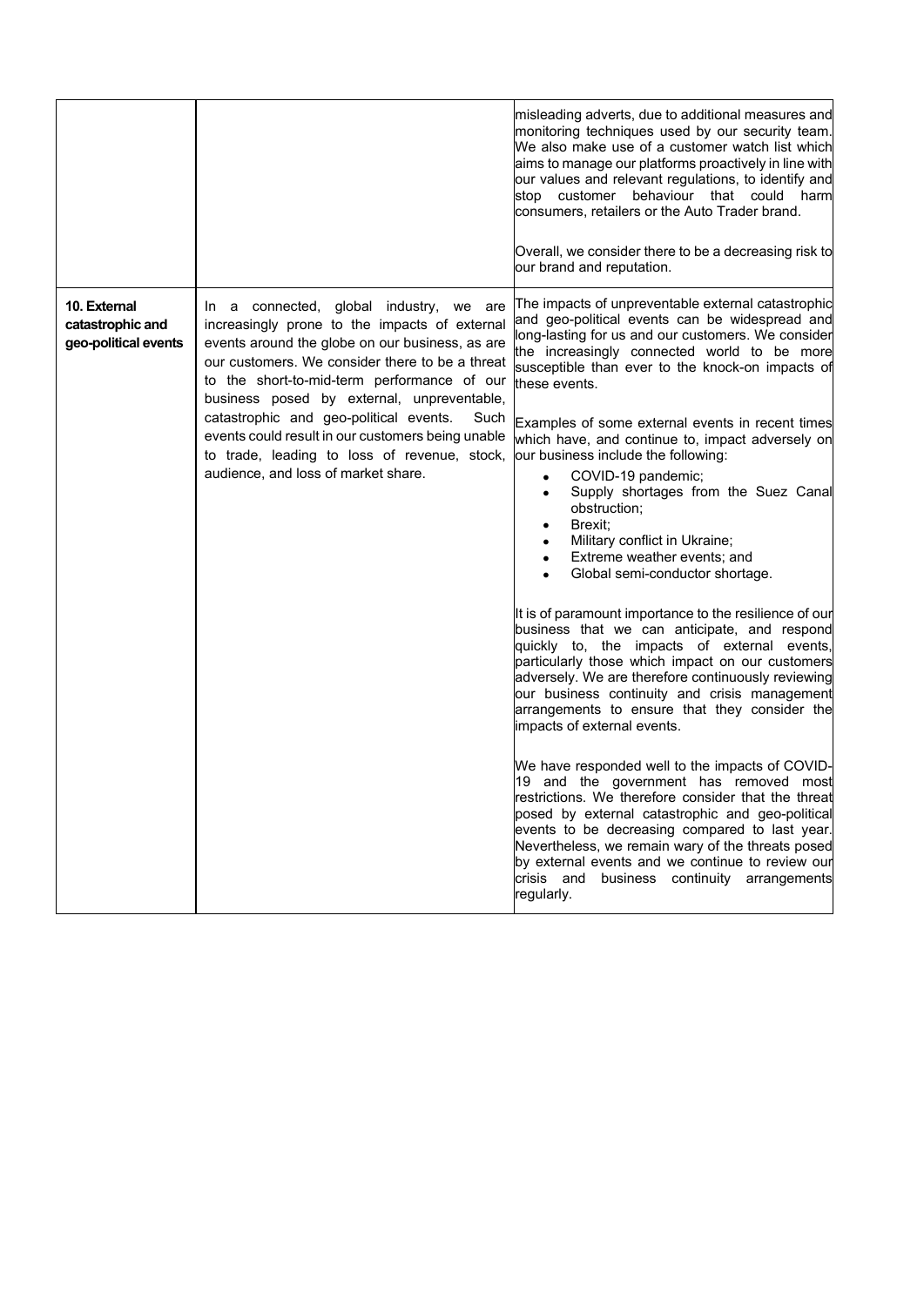| | | |
|---|---|---|
| | | misleading adverts, due to additional measures and monitoring techniques used by our security team. We also make use of a customer watch list which aims to manage our platforms proactively in line with our values and relevant regulations, to identify and stop customer behaviour that could harm consumers, retailers or the Auto Trader brand.<br><br>Overall, we consider there to be a decreasing risk to our brand and reputation. |
| **10. External catastrophic and geo-political events** | In a connected, global industry, we are increasingly prone to the impacts of external events around the globe on our business, as are our customers. We consider there to be a threat to the short-to-mid-term performance of our business posed by external, unpreventable, catastrophic and geo-political events. Such events could result in our customers being unable to trade, leading to loss of revenue, stock, audience, and loss of market share. | The impacts of unpreventable external catastrophic and geo-political events can be widespread and long-lasting for us and our customers. We consider the increasingly connected world to be more susceptible than ever to the knock-on impacts of these events.<br><br>Examples of some external events in recent times which have, and continue to, impact adversely on our business include the following:<br>• COVID-19 pandemic;<br>• Supply shortages from the Suez Canal obstruction;<br>• Brexit;<br>• Military conflict in Ukraine;<br>• Extreme weather events; and<br>• Global semi-conductor shortage.<br><br>It is of paramount importance to the resilience of our business that we can anticipate, and respond quickly to, the impacts of external events, particularly those which impact on our customers adversely. We are therefore continuously reviewing our business continuity and crisis management arrangements to ensure that they consider the impacts of external events.<br><br>We have responded well to the impacts of COVID-19 and the government has removed most restrictions. We therefore consider that the threat posed by external catastrophic and geo-political events to be decreasing compared to last year. Nevertheless, we remain wary of the threats posed by external events and we continue to review our crisis and business continuity arrangements regularly. |